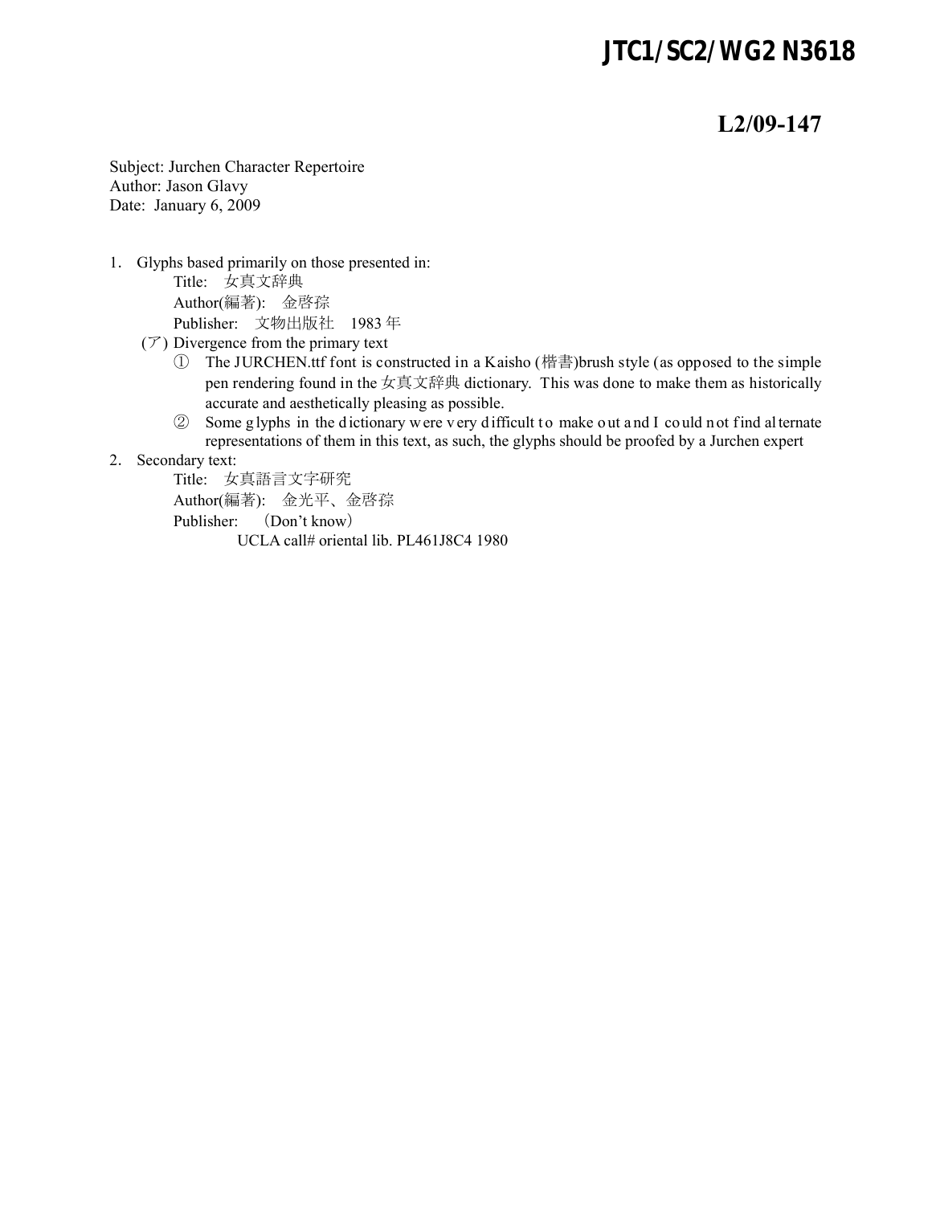# JTC1/SC2/WG2 N3618

## L2/09-147

Subject: Jurchen Character Repertoire
Author: Jason Glavy
Date: January 6, 2009

1. Glyphs based primarily on those presented in:
   Title: 女真文辞典
   Author(編著): 金启孮
   Publisher: 文物出版社 1983 年
   (ア) Divergence from the primary text
      ① The JURCHEN.ttf font is constructed in a Kaisho (楷書)brush style (as opposed to the simple pen rendering found in the 女真文辞典 dictionary. This was done to make them as historically accurate and aesthetically pleasing as possible.
      ② Some glyphs in the dictionary were very difficult to make out and I could not find alternate representations of them in this text, as such, the glyphs should be proofed by a Jurchen expert
2. Secondary text:
   Title: 女真語言文字研究
   Author(編著): 金光平、金启孮
   Publisher: （Don't know）
   UCLA call# oriental lib. PL461J8C4 1980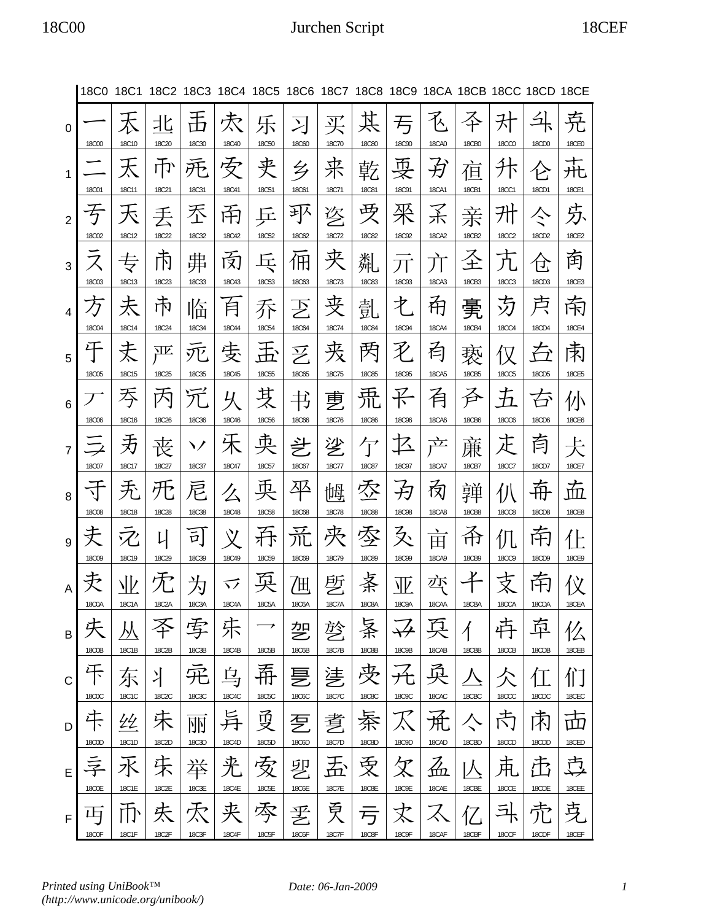# Jurchen Script

| | 18C0 | 18C1 | 18C2 | 18C3 | 18C4 | 18C5 | 18C6 | 18C7 | 18C8 | 18C9 | 18CA | 18CB | 18CC | 18CD | 18CE |
|---|---|---|---|---|---|---|---|---|---|---|---|---|---|---|---|
| 0 | 18C00 | 18C10 | 18C20 | 18C30 | 18C40 | 18C50 | 18C60 | 18C70 | 18C80 | 18C90 | 18CA0 | 18CB0 | 18CC0 | 18CD0 | 18CE0 |
| 1 | 18C01 | 18C11 | 18C21 | 18C31 | 18C41 | 18C51 | 18C61 | 18C71 | 18C81 | 18C91 | 18CA1 | 18CB1 | 18CC1 | 18CD1 | 18CE1 |
| 2 | 18C02 | 18C12 | 18C22 | 18C32 | 18C42 | 18C52 | 18C62 | 18C72 | 18C82 | 18C92 | 18CA2 | 18CB2 | 18CC2 | 18CD2 | 18CE2 |
| 3 | 18C03 | 18C13 | 18C23 | 18C33 | 18C43 | 18C53 | 18C63 | 18C73 | 18C83 | 18C93 | 18CA3 | 18CB3 | 18CC3 | 18CD3 | 18CE3 |
| 4 | 18C04 | 18C14 | 18C24 | 18C34 | 18C44 | 18C54 | 18C64 | 18C74 | 18C84 | 18C94 | 18CA4 | 18CB4 | 18CC4 | 18CD4 | 18CE4 |
| 5 | 18C05 | 18C15 | 18C25 | 18C35 | 18C45 | 18C55 | 18C65 | 18C75 | 18C85 | 18C95 | 18CA5 | 18CB5 | 18CC5 | 18CD5 | 18CE5 |
| 6 | 18C06 | 18C16 | 18C26 | 18C36 | 18C46 | 18C56 | 18C66 | 18C76 | 18C86 | 18C96 | 18CA6 | 18CB6 | 18CC6 | 18CD6 | 18CE6 |
| 7 | 18C07 | 18C17 | 18C27 | 18C37 | 18C47 | 18C57 | 18C67 | 18C77 | 18C87 | 18C97 | 18CA7 | 18CB7 | 18CC7 | 18CD7 | 18CE7 |
| 8 | 18C08 | 18C18 | 18C28 | 18C38 | 18C48 | 18C58 | 18C68 | 18C78 | 18C88 | 18C98 | 18CA8 | 18CB8 | 18CC8 | 18CD8 | 18CE8 |
| 9 | 18C09 | 18C19 | 18C29 | 18C39 | 18C49 | 18C59 | 18C69 | 18C79 | 18C89 | 18C99 | 18CA9 | 18CB9 | 18CC9 | 18CD9 | 18CE9 |
| A | 18C0A | 18C1A | 18C2A | 18C3A | 18C4A | 18C5A | 18C6A | 18C7A | 18C8A | 18C9A | 18CAA | 18CBA | 18CCA | 18CDA | 18CEA |
| B | 18C0B | 18C1B | 18C2B | 18C3B | 18C4B | 18C5B | 18C6B | 18C7B | 18C8B | 18C9B | 18CAB | 18CBB | 18CCB | 18CDB | 18CEB |
| C | 18C0C | 18C1C | 18C2C | 18C3C | 18C4C | 18C5C | 18C6C | 18C7C | 18C8C | 18C9C | 18CAC | 18CBC | 18CCC | 18CDC | 18CEC |
| D | 18C0D | 18C1D | 18C2D | 18C3D | 18C4D | 18C5D | 18C6D | 18C7D | 18C8D | 18C9D | 18CAD | 18CBD | 18CCD | 18CDD | 18CED |
| E | 18C0E | 18C1E | 18C2E | 18C3E | 18C4E | 18C5E | 18C6E | 18C7E | 18C8E | 18C9E | 18CAE | 18CBE | 18CCE | 18CDE | 18CEE |
| F | 18C0F | 18C1F | 18C2F | 18C3F | 18C4F | 18C5F | 18C6F | 18C7F | 18C8F | 18C9F | 18CAF | 18CBF | 18CCF | 18CDF | 18CEF |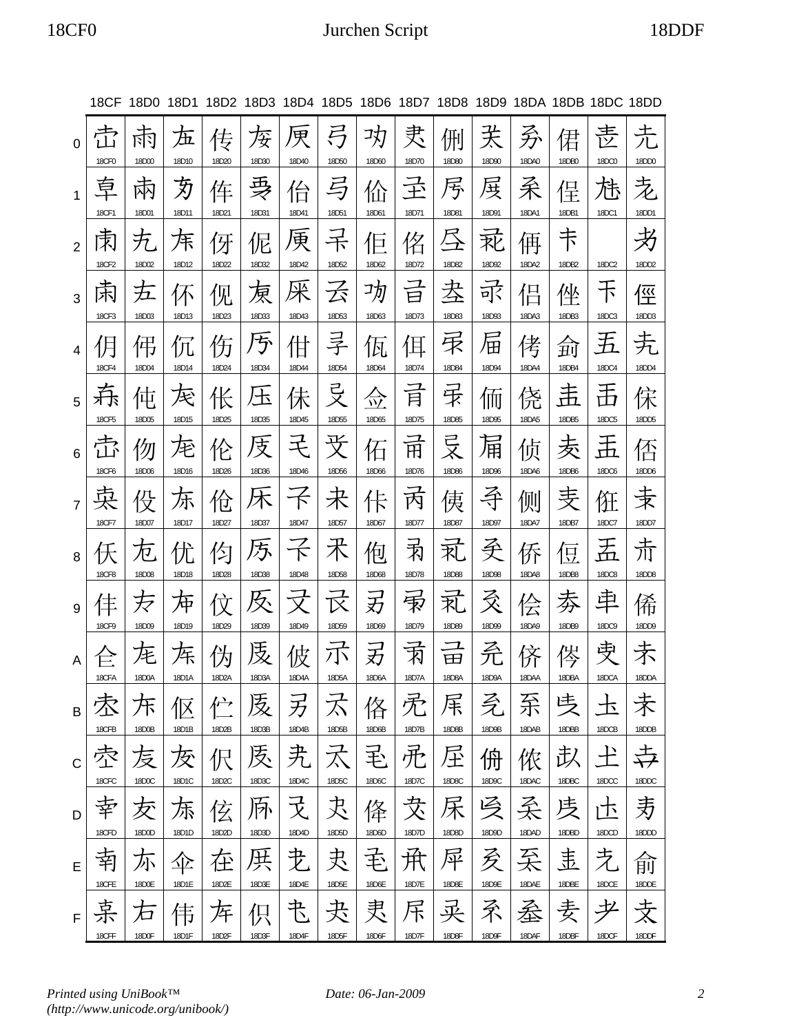| | 18CF | 18D0 | 18D1 | 18D2 | 18D3 | 18D4 | 18D5 | 18D6 | 18D7 | 18D8 | 18D9 | 18DA | 18DB | 18DC | 18DD |
|---|---|---|---|---|---|---|---|---|---|---|---|---|---|---|---|
| 0 | 18CF0 | 18D00 | 18D10 | 18D20 | 18D30 | 18D40 | 18D50 | 18D60 | 18D70 | 18D80 | 18D90 | 18DA0 | 18DB0 | 18DC0 | 18DD0 |
| 1 | 18CF1 | 18D01 | 18D11 | 18D21 | 18D31 | 18D41 | 18D51 | 18D61 | 18D71 | 18D81 | 18D91 | 18DA1 | 18DB1 | 18DC1 | 18DD1 |
| 2 | 18CF2 | 18D02 | 18D12 | 18D22 | 18D32 | 18D42 | 18D52 | 18D62 | 18D72 | 18D82 | 18D92 | 18DA2 | 18DB2 | 18DC2 | 18DD2 |
| 3 | 18CF3 | 18D03 | 18D13 | 18D23 | 18D33 | 18D43 | 18D53 | 18D63 | 18D73 | 18D83 | 18D93 | 18DA3 | 18DB3 | 18DC3 | 18DD3 |
| 4 | 18CF4 | 18D04 | 18D14 | 18D24 | 18D34 | 18D44 | 18D54 | 18D64 | 18D74 | 18D84 | 18D94 | 18DA4 | 18DB4 | 18DC4 | 18DD4 |
| 5 | 18CF5 | 18D05 | 18D15 | 18D25 | 18D35 | 18D45 | 18D55 | 18D65 | 18D75 | 18D85 | 18D95 | 18DA5 | 18DB5 | 18DC5 | 18DD5 |
| 6 | 18CF6 | 18D06 | 18D16 | 18D26 | 18D36 | 18D46 | 18D56 | 18D66 | 18D76 | 18D86 | 18D96 | 18DA6 | 18DB6 | 18DC6 | 18DD6 |
| 7 | 18CF7 | 18D07 | 18D17 | 18D27 | 18D37 | 18D47 | 18D57 | 18D67 | 18D77 | 18D87 | 18D97 | 18DA7 | 18DB7 | 18DC7 | 18DD7 |
| 8 | 18CF8 | 18D08 | 18D18 | 18D28 | 18D38 | 18D48 | 18D58 | 18D68 | 18D78 | 18D88 | 18D98 | 18DA8 | 18DB8 | 18DC8 | 18DD8 |
| 9 | 18CF9 | 18D09 | 18D19 | 18D29 | 18D39 | 18D49 | 18D59 | 18D69 | 18D79 | 18D89 | 18D99 | 18DA9 | 18DB9 | 18DC9 | 18DD9 |
| A | 18CFA | 18D0A | 18D1A | 18D2A | 18D3A | 18D4A | 18D5A | 18D6A | 18D7A | 18D8A | 18D9A | 18DAA | 18DBA | 18DCA | 18DDA |
| B | 18CFB | 18D0B | 18D1B | 18D2B | 18D3B | 18D4B | 18D5B | 18D6B | 18D7B | 18D8B | 18D9B | 18DAB | 18DBB | 18DCB | 18DDB |
| C | 18CFC | 18D0C | 18D1C | 18D2C | 18D3C | 18D4C | 18D5C | 18D6C | 18D7C | 18D8C | 18D9C | 18DAC | 18DBC | 18DCC | 18DDC |
| D | 18CFD | 18D0D | 18D1D | 18D2D | 18D3D | 18D4D | 18D5D | 18D6D | 18D7D | 18D8D | 18D9D | 18DAD | 18DBD | 18DCD | 18DDD |
| E | 18CFE | 18D0E | 18D1E | 18D2E | 18D3E | 18D4E | 18D5E | 18D6E | 18D7E | 18D8E | 18D9E | 18DAE | 18DBE | 18DCE | 18DDE |
| F | 18CFF | 18D0F | 18D1F | 18D2F | 18D3F | 18D4F | 18D5F | 18D6F | 18D7F | 18D8F | 18D9F | 18DAF | 18DBF | 18DCF | 18DDF |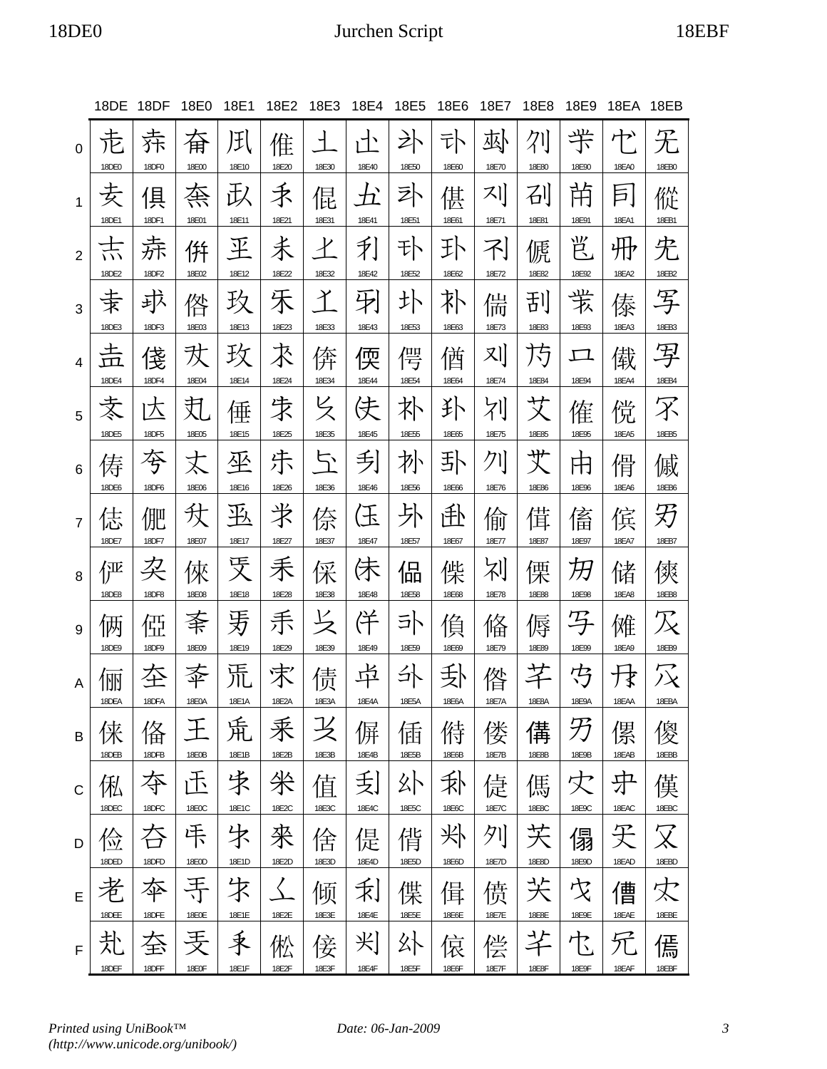| | 18DE | 18DF | 18E0 | 18E1 | 18E2 | 18E3 | 18E4 | 18E5 | 18E6 | 18E7 | 18E8 | 18E9 | 18EA | 18EB |
|---|---|---|---|---|---|---|---|---|---|---|---|---|---|---|
| 0 | 18DE0 | 18DF0 | 18E00 | 18E10 | 18E20 | 18E30 | 18E40 | 18E50 | 18E60 | 18E70 | 18E80 | 18E90 | 18EA0 | 18EB0 |
| 1 | 18DE1 | 18DF1 | 18E01 | 18E11 | 18E21 | 18E31 | 18E41 | 18E51 | 18E61 | 18E71 | 18E81 | 18E91 | 18EA1 | 18EB1 |
| 2 | 18DE2 | 18DF2 | 18E02 | 18E12 | 18E22 | 18E32 | 18E42 | 18E52 | 18E62 | 18E72 | 18E82 | 18E92 | 18EA2 | 18EB2 |
| 3 | 18DE3 | 18DF3 | 18E03 | 18E13 | 18E23 | 18E33 | 18E43 | 18E53 | 18E63 | 18E73 | 18E83 | 18E93 | 18EA3 | 18EB3 |
| 4 | 18DE4 | 18DF4 | 18E04 | 18E14 | 18E24 | 18E34 | 18E44 | 18E54 | 18E64 | 18E74 | 18E84 | 18E94 | 18EA4 | 18EB4 |
| 5 | 18DE5 | 18DF5 | 18E05 | 18E15 | 18E25 | 18E35 | 18E45 | 18E55 | 18E65 | 18E75 | 18E85 | 18E95 | 18EA5 | 18EB5 |
| 6 | 18DE6 | 18DF6 | 18E06 | 18E16 | 18E26 | 18E36 | 18E46 | 18E56 | 18E66 | 18E76 | 18E86 | 18E96 | 18EA6 | 18EB6 |
| 7 | 18DE7 | 18DF7 | 18E07 | 18E17 | 18E27 | 18E37 | 18E47 | 18E57 | 18E67 | 18E77 | 18E87 | 18E97 | 18EA7 | 18EB7 |
| 8 | 18DE8 | 18DF8 | 18E08 | 18E18 | 18E28 | 18E38 | 18E48 | 18E58 | 18E68 | 18E78 | 18E88 | 18E98 | 18EA8 | 18EB8 |
| 9 | 18DE9 | 18DF9 | 18E09 | 18E19 | 18E29 | 18E39 | 18E49 | 18E59 | 18E69 | 18E79 | 18E89 | 18E99 | 18EA9 | 18EB9 |
| A | 18DEA | 18DFA | 18E0A | 18E1A | 18E2A | 18E3A | 18E4A | 18E5A | 18E6A | 18E7A | 18E8A | 18E9A | 18EAA | 18EBA |
| B | 18DEB | 18DFB | 18E0B | 18E1B | 18E2B | 18E3B | 18E4B | 18E5B | 18E6B | 18E7B | 18E8B | 18E9B | 18EAB | 18EBB |
| C | 18DEC | 18DFC | 18E0C | 18E1C | 18E2C | 18E3C | 18E4C | 18E5C | 18E6C | 18E7C | 18E8C | 18E9C | 18EAC | 18EBC |
| D | 18DED | 18DFD | 18E0D | 18E1D | 18E2D | 18E3D | 18E4D | 18E5D | 18E6D | 18E7D | 18E8D | 18E9D | 18EAD | 18EBD |
| E | 18DEE | 18DFE | 18E0E | 18E1E | 18E2E | 18E3E | 18E4E | 18E5E | 18E6E | 18E7E | 18E8E | 18E9E | 18EAE | 18EBE |
| F | 18DEF | 18DFF | 18E0F | 18E1F | 18E2F | 18E3F | 18E4F | 18E5F | 18E6F | 18E7F | 18E8F | 18E9F | 18EAF | 18EBF |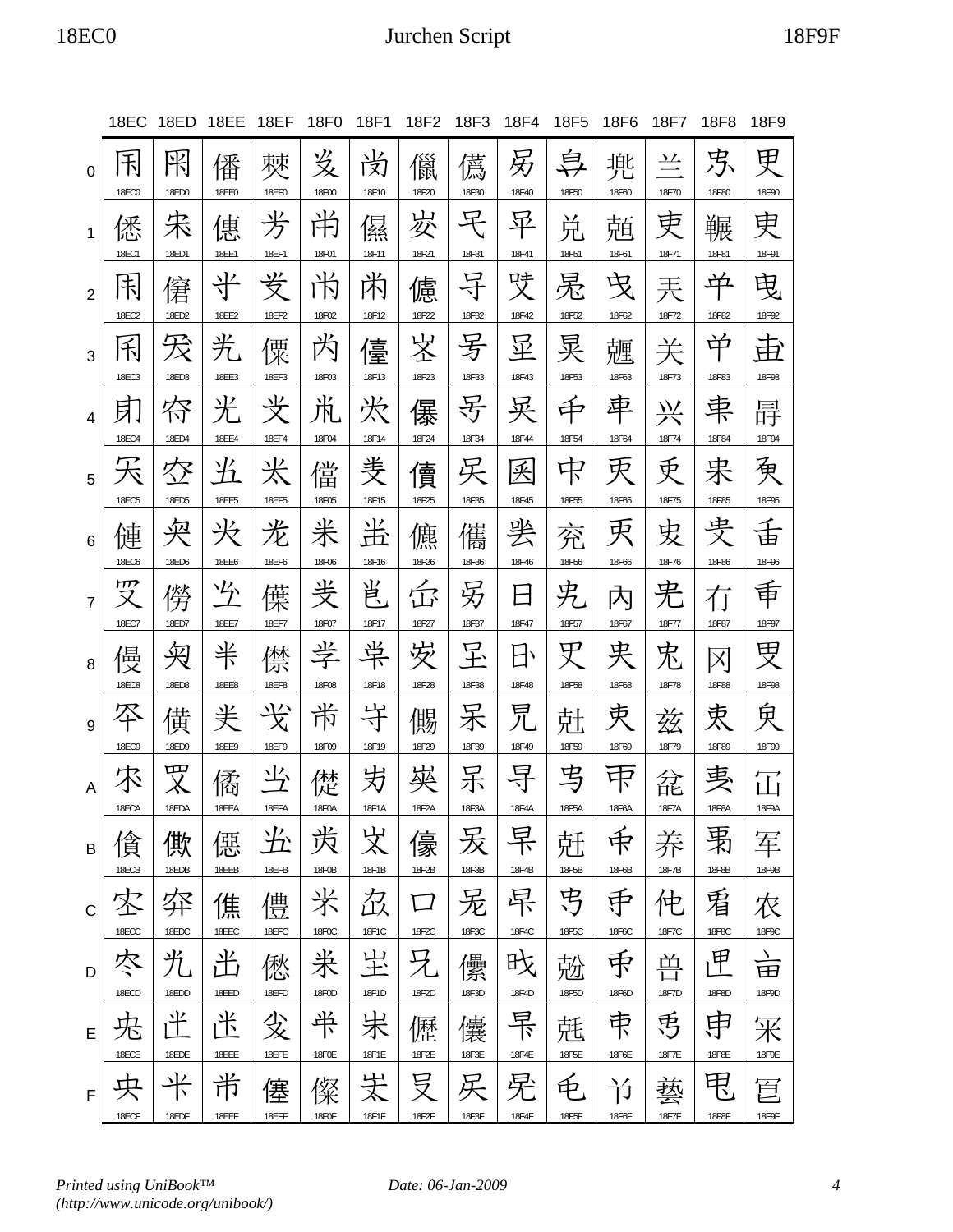| | 18EC | 18ED | 18EE | 18EF | 18F0 | 18F1 | 18F2 | 18F3 | 18F4 | 18F5 | 18F6 | 18F7 | 18F8 | 18F9 |
|---|---|---|---|---|---|---|---|---|---|---|---|---|---|---|
| 0 | 18EC0 | 18ED0 | 18EE0 | 18EF0 | 18F00 | 18F10 | 18F20 | 18F30 | 18F40 | 18F50 | 18F60 | 18F70 | 18F80 | 18F90 |
| 1 | 18EC1 | 18ED1 | 18EE1 | 18EF1 | 18F01 | 18F11 | 18F21 | 18F31 | 18F41 | 18F51 | 18F61 | 18F71 | 18F81 | 18F91 |
| 2 | 18EC2 | 18ED2 | 18EE2 | 18EF2 | 18F02 | 18F12 | 18F22 | 18F32 | 18F42 | 18F52 | 18F62 | 18F72 | 18F82 | 18F92 |
| 3 | 18EC3 | 18ED3 | 18EE3 | 18EF3 | 18F03 | 18F13 | 18F23 | 18F33 | 18F43 | 18F53 | 18F63 | 18F73 | 18F83 | 18F93 |
| 4 | 18EC4 | 18ED4 | 18EE4 | 18EF4 | 18F04 | 18F14 | 18F24 | 18F34 | 18F44 | 18F54 | 18F64 | 18F74 | 18F84 | 18F94 |
| 5 | 18EC5 | 18ED5 | 18EE5 | 18EF5 | 18F05 | 18F15 | 18F25 | 18F35 | 18F45 | 18F55 | 18F65 | 18F75 | 18F85 | 18F95 |
| 6 | 18EC6 | 18ED6 | 18EE6 | 18EF6 | 18F06 | 18F16 | 18F26 | 18F36 | 18F46 | 18F56 | 18F66 | 18F76 | 18F86 | 18F96 |
| 7 | 18EC7 | 18ED7 | 18EE7 | 18EF7 | 18F07 | 18F17 | 18F27 | 18F37 | 18F47 | 18F57 | 18F67 | 18F77 | 18F87 | 18F97 |
| 8 | 18EC8 | 18ED8 | 18EE8 | 18EF8 | 18F08 | 18F18 | 18F28 | 18F38 | 18F48 | 18F58 | 18F68 | 18F78 | 18F88 | 18F98 |
| 9 | 18EC9 | 18ED9 | 18EE9 | 18EF9 | 18F09 | 18F19 | 18F29 | 18F39 | 18F49 | 18F59 | 18F69 | 18F79 | 18F89 | 18F99 |
| A | 18ECA | 18EDA | 18EEA | 18EFA | 18F0A | 18F1A | 18F2A | 18F3A | 18F4A | 18F5A | 18F6A | 18F7A | 18F8A | 18F9A |
| B | 18ECB | 18EDB | 18EEB | 18EFB | 18F0B | 18F1B | 18F2B | 18F3B | 18F4B | 18F5B | 18F6B | 18F7B | 18F8B | 18F9B |
| C | 18ECC | 18EDC | 18EEC | 18EFC | 18F0C | 18F1C | 18F2C | 18F3C | 18F4C | 18F5C | 18F6C | 18F7C | 18F8C | 18F9C |
| D | 18ECD | 18EDD | 18EED | 18EFD | 18F0D | 18F1D | 18F2D | 18F3D | 18F4D | 18F5D | 18F6D | 18F7D | 18F8D | 18F9D |
| E | 18ECE | 18EDE | 18EEE | 18EFE | 18F0E | 18F1E | 18F2E | 18F3E | 18F4E | 18F5E | 18F6E | 18F7E | 18F8E | 18F9E |
| F | 18ECF | 18EDF | 18EEF | 18EFF | 18F0F | 18F1F | 18F2F | 18F3F | 18F4F | 18F5F | 18F6F | 18F7F | 18F8F | 18F9F |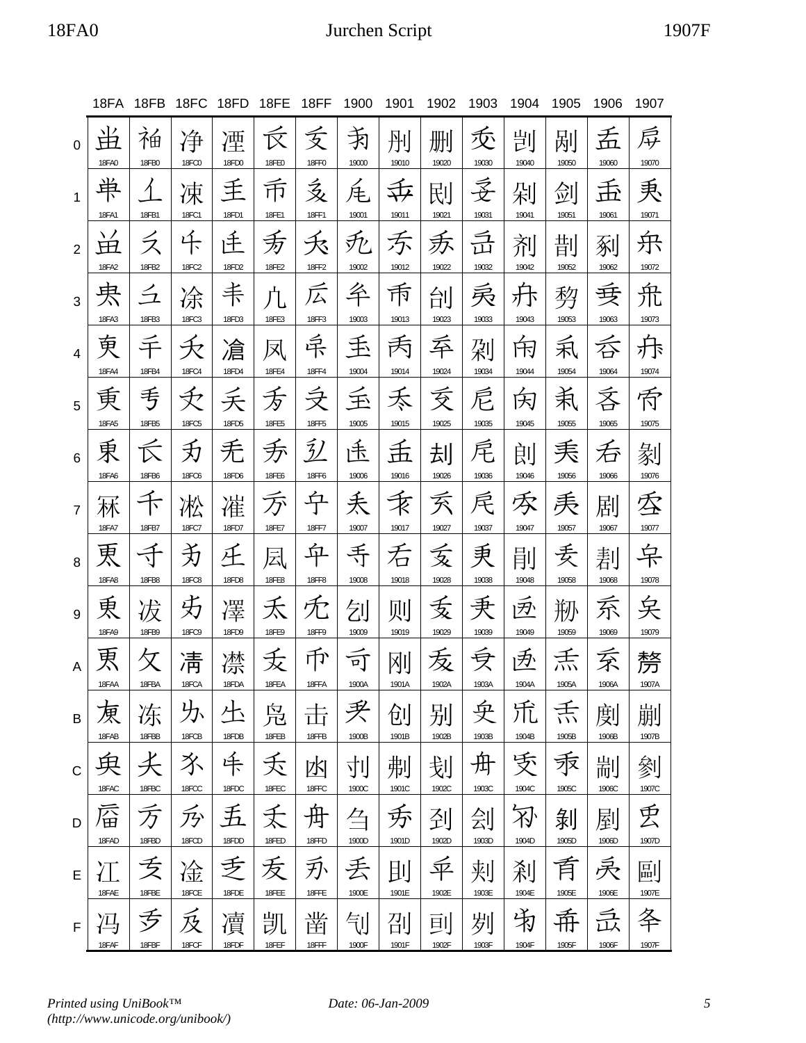# Jurchen Script

| | 18FA | 18FB | 18FC | 18FD | 18FE | 18FF | 1900 | 1901 | 1902 | 1903 | 1904 | 1905 | 1906 | 1907 |
|---|---|---|---|---|---|---|---|---|---|---|---|---|---|---|
| 0 | 18FA0 | 18FB0 | 18FC0 | 18FD0 | 18FE0 | 18FF0 | 19000 | 19010 | 19020 | 19030 | 19040 | 19050 | 19060 | 19070 |
| 1 | 18FA1 | 18FB1 | 18FC1 | 18FD1 | 18FE1 | 18FF1 | 19001 | 19011 | 19021 | 19031 | 19041 | 19051 | 19061 | 19071 |
| 2 | 18FA2 | 18FB2 | 18FC2 | 18FD2 | 18FE2 | 18FF2 | 19002 | 19012 | 19022 | 19032 | 19042 | 19052 | 19062 | 19072 |
| 3 | 18FA3 | 18FB3 | 18FC3 | 18FD3 | 18FE3 | 18FF3 | 19003 | 19013 | 19023 | 19033 | 19043 | 19053 | 19063 | 19073 |
| 4 | 18FA4 | 18FB4 | 18FC4 | 18FD4 | 18FE4 | 18FF4 | 19004 | 19014 | 19024 | 19034 | 19044 | 19054 | 19064 | 19074 |
| 5 | 18FA5 | 18FB5 | 18FC5 | 18FD5 | 18FE5 | 18FF5 | 19005 | 19015 | 19025 | 19035 | 19045 | 19055 | 19065 | 19075 |
| 6 | 18FA6 | 18FB6 | 18FC6 | 18FD6 | 18FE6 | 18FF6 | 19006 | 19016 | 19026 | 19036 | 19046 | 19056 | 19066 | 19076 |
| 7 | 18FA7 | 18FB7 | 18FC7 | 18FD7 | 18FE7 | 18FF7 | 19007 | 19017 | 19027 | 19037 | 19047 | 19057 | 19067 | 19077 |
| 8 | 18FA8 | 18FB8 | 18FC8 | 18FD8 | 18FE8 | 18FF8 | 19008 | 19018 | 19028 | 19038 | 19048 | 19058 | 19068 | 19078 |
| 9 | 18FA9 | 18FB9 | 18FC9 | 18FD9 | 18FE9 | 18FF9 | 19009 | 19019 | 19029 | 19039 | 19049 | 19059 | 19069 | 19079 |
| A | 18FAA | 18FBA | 18FCA | 18FDA | 18FEA | 18FFA | 1900A | 1901A | 1902A | 1903A | 1904A | 1905A | 1906A | 1907A |
| B | 18FAB | 18FBB | 18FCB | 18FDB | 18FEB | 18FFB | 1900B | 1901B | 1902B | 1903B | 1904B | 1905B | 1906B | 1907B |
| C | 18FAC | 18FBC | 18FCC | 18FDC | 18FEC | 18FFC | 1900C | 1901C | 1902C | 1903C | 1904C | 1905C | 1906C | 1907C |
| D | 18FAD | 18FBD | 18FCD | 18FDD | 18FED | 18FFD | 1900D | 1901D | 1902D | 1903D | 1904D | 1905D | 1906D | 1907D |
| E | 18FAE | 18FBE | 18FCE | 18FDE | 18FEE | 18FFE | 1900E | 1901E | 1902E | 1903E | 1904E | 1905E | 1906E | 1907E |
| F | 18FAF | 18FBF | 18FCF | 18FDF | 18FEF | 18FFF | 1900F | 1901F | 1902F | 1903F | 1904F | 1905F | 1906F | 1907F |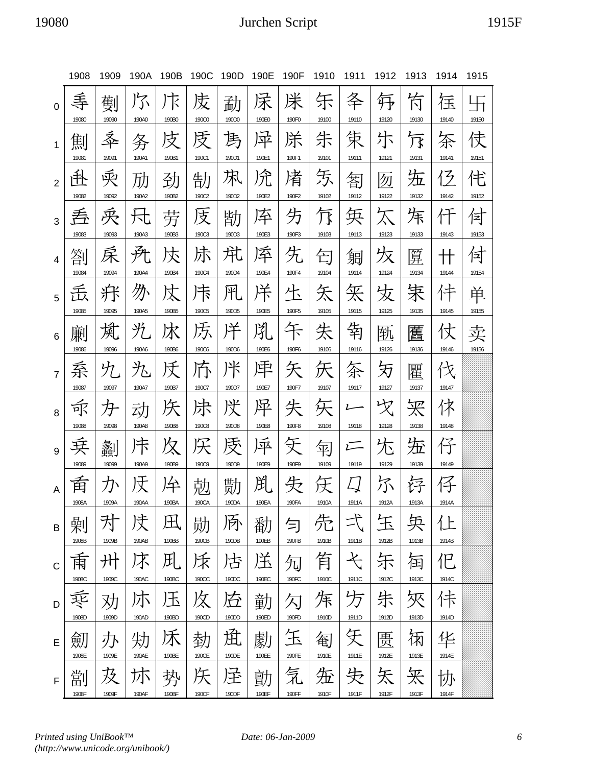| | 1908 | 1909 | 190A | 190B | 190C | 190D | 190E | 190F | 1910 | 1911 | 1912 | 1913 | 1914 | 1915 |
|---|---|---|---|---|---|---|---|---|---|---|---|---|---|---|
| 0 | 19080 | 19090 | 190A0 | 190B0 | 190C0 | 190D0 | 190E0 | 190F0 | 19100 | 19110 | 19120 | 19130 | 19140 | 19150 |
| 1 | 19081 | 19091 | 190A1 | 190B1 | 190C1 | 190D1 | 190E1 | 190F1 | 19101 | 19111 | 19121 | 19131 | 19141 | 19151 |
| 2 | 19082 | 19092 | 190A2 | 190B2 | 190C2 | 190D2 | 190E2 | 190F2 | 19102 | 19112 | 19122 | 19132 | 19142 | 19152 |
| 3 | 19083 | 19093 | 190A3 | 190B3 | 190C3 | 190D3 | 190E3 | 190F3 | 19103 | 19113 | 19123 | 19133 | 19143 | 19153 |
| 4 | 19084 | 19094 | 190A4 | 190B4 | 190C4 | 190D4 | 190E4 | 190F4 | 19104 | 19114 | 19124 | 19134 | 19144 | 19154 |
| 5 | 19085 | 19095 | 190A5 | 190B5 | 190C5 | 190D5 | 190E5 | 190F5 | 19105 | 19115 | 19125 | 19135 | 19145 | 19155 |
| 6 | 19086 | 19096 | 190A6 | 190B6 | 190C6 | 190D6 | 190E6 | 190F6 | 19106 | 19116 | 19126 | 19136 | 19146 | 19156 |
| 7 | 19087 | 19097 | 190A7 | 190B7 | 190C7 | 190D7 | 190E7 | 190F7 | 19107 | 19117 | 19127 | 19137 | 19147 | |
| 8 | 19088 | 19098 | 190A8 | 190B8 | 190C8 | 190D8 | 190E8 | 190F8 | 19108 | 19118 | 19128 | 19138 | 19148 | |
| 9 | 19089 | 19099 | 190A9 | 190B9 | 190C9 | 190D9 | 190E9 | 190F9 | 19109 | 19119 | 19129 | 19139 | 19149 | |
| A | 1908A | 1909A | 190AA | 190BA | 190CA | 190DA | 190EA | 190FA | 1910A | 1911A | 1912A | 1913A | 1914A | |
| B | 1908B | 1909B | 190AB | 190BB | 190CB | 190DB | 190EB | 190FB | 1910B | 1911B | 1912B | 1913B | 1914B | |
| C | 1908C | 1909C | 190AC | 190BC | 190CC | 190DC | 190EC | 190FC | 1910C | 1911C | 1912C | 1913C | 1914C | |
| D | 1908D | 1909D | 190AD | 190BD | 190CD | 190DD | 190ED | 190FD | 1910D | 1911D | 1912D | 1913D | 1914D | |
| E | 1908E | 1909E | 190AE | 190BE | 190CE | 190DE | 190EE | 190FE | 1910E | 1911E | 1912E | 1913E | 1914E | |
| F | 1908F | 1909F | 190AF | 190BF | 190CF | 190DF | 190EF | 190FF | 1910F | 1911F | 1912F | 1913F | 1914F | |

*Printed using UniBook™ (http://www.unicode.org/unibook/)*

*Date: 06-Jan-2009*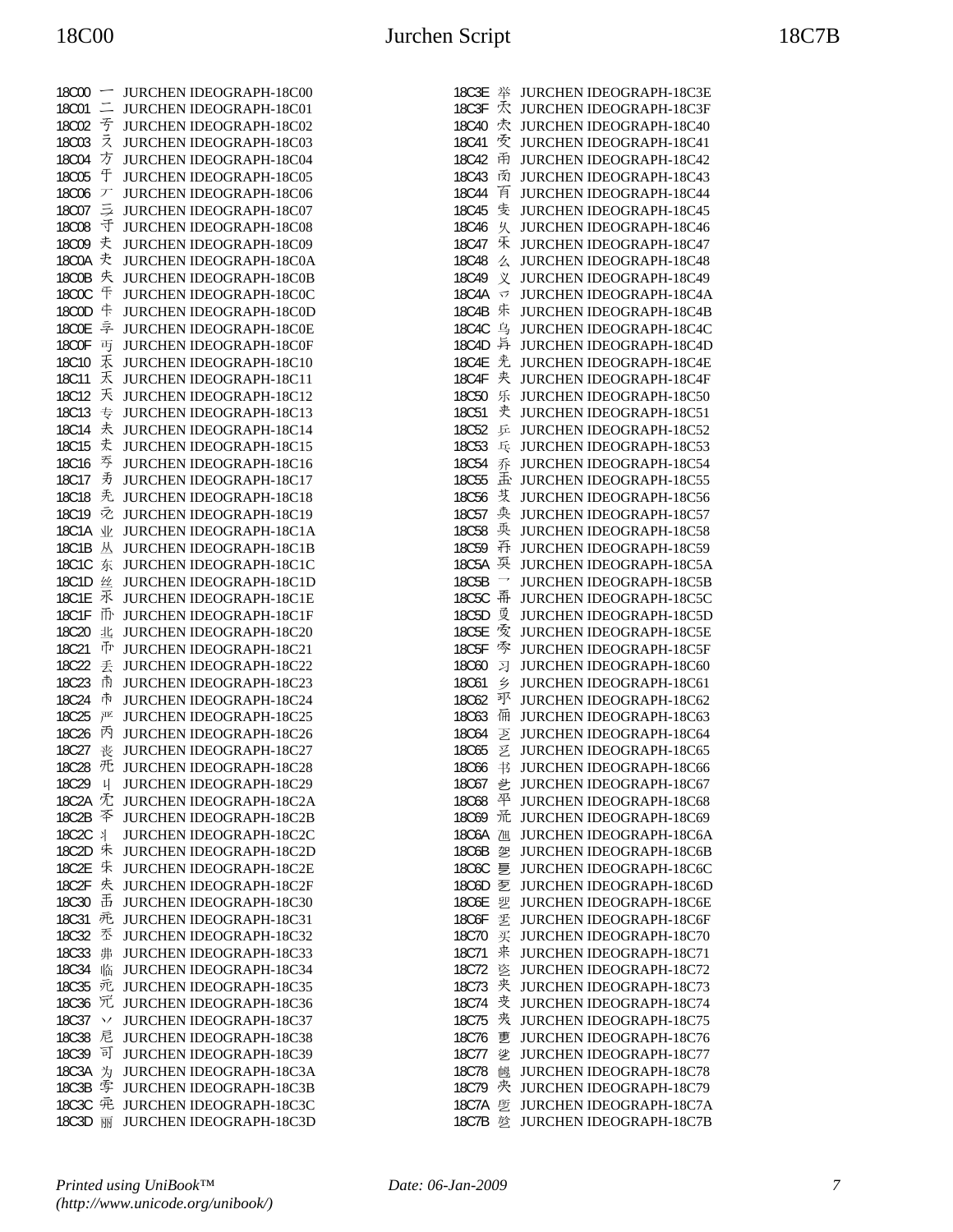18C00 一 JURCHEN IDEOGRAPH-18C00
18C01 二 JURCHEN IDEOGRAPH-18C01
18C02 亏 JURCHEN IDEOGRAPH-18C02
18C03 え JURCHEN IDEOGRAPH-18C03
18C04 方 JURCHEN IDEOGRAPH-18C04
18C05 于 JURCHEN IDEOGRAPH-18C05
18C06 丆 JURCHEN IDEOGRAPH-18C06
18C07 三 JURCHEN IDEOGRAPH-18C07
18C08 寸 JURCHEN IDEOGRAPH-18C08
18C09 夫 JURCHEN IDEOGRAPH-18C09
18C0A 夫 JURCHEN IDEOGRAPH-18C0A
18C0B 失 JURCHEN IDEOGRAPH-18C0B
18C0C 千 JURCHEN IDEOGRAPH-18C0C
18C0D 牛 JURCHEN IDEOGRAPH-18C0D
18C0E 孚 JURCHEN IDEOGRAPH-18C0E
18C0F 丏 JURCHEN IDEOGRAPH-18C0F
18C10 示 JURCHEN IDEOGRAPH-18C10
18C11 天 JURCHEN IDEOGRAPH-18C11
18C12 天 JURCHEN IDEOGRAPH-18C12
18C13 专 JURCHEN IDEOGRAPH-18C13
18C14 夫 JURCHEN IDEOGRAPH-18C14
18C15 夫 JURCHEN IDEOGRAPH-18C15
18C16 夸 JURCHEN IDEOGRAPH-18C16
18C17 禹 JURCHEN IDEOGRAPH-18C17
18C18 禿 JURCHEN IDEOGRAPH-18C18
18C19 之 JURCHEN IDEOGRAPH-18C19
18C1A 业 JURCHEN IDEOGRAPH-18C1A
18C1B 从 JURCHEN IDEOGRAPH-18C1B
18C1C 东 JURCHEN IDEOGRAPH-18C1C
18C1D 丝 JURCHEN IDEOGRAPH-18C1D
18C1E 永 JURCHEN IDEOGRAPH-18C1E
18C1F 币 JURCHEN IDEOGRAPH-18C1F
18C20 北 JURCHEN IDEOGRAPH-18C20
18C21 币 JURCHEN IDEOGRAPH-18C21
18C22 丢 JURCHEN IDEOGRAPH-18C22
18C23 市 JURCHEN IDEOGRAPH-18C23
18C24 市 JURCHEN IDEOGRAPH-18C24
18C25 严 JURCHEN IDEOGRAPH-18C25
18C26 丙 JURCHEN IDEOGRAPH-18C26
18C27 丧 JURCHEN IDEOGRAPH-18C27
18C28 禿 JURCHEN IDEOGRAPH-18C28
18C29 ㄐ JURCHEN IDEOGRAPH-18C29
18C2A 尤 JURCHEN IDEOGRAPH-18C2A
18C2B 斉 JURCHEN IDEOGRAPH-18C2B
18C2C 丬 JURCHEN IDEOGRAPH-18C2C
18C2D 朱 JURCHEN IDEOGRAPH-18C2D
18C2E 朱 JURCHEN IDEOGRAPH-18C2E
18C2F 朱 JURCHEN IDEOGRAPH-18C2F
18C30 舌 JURCHEN IDEOGRAPH-18C30
18C31 禿 JURCHEN IDEOGRAPH-18C31
18C32 丞 JURCHEN IDEOGRAPH-18C32
18C33 弗 JURCHEN IDEOGRAPH-18C33
18C34 临 JURCHEN IDEOGRAPH-18C34
18C35 元 JURCHEN IDEOGRAPH-18C35
18C36 冗 JURCHEN IDEOGRAPH-18C36
18C37 ソ JURCHEN IDEOGRAPH-18C37
18C38 尼 JURCHEN IDEOGRAPH-18C38
18C39 司 JURCHEN IDEOGRAPH-18C39
18C3A 为 JURCHEN IDEOGRAPH-18C3A
18C3B 雩 JURCHEN IDEOGRAPH-18C3B
18C3C 帝 JURCHEN IDEOGRAPH-18C3C
18C3D 丽 JURCHEN IDEOGRAPH-18C3D
18C3E 举 JURCHEN IDEOGRAPH-18C3E
18C3F 杰 JURCHEN IDEOGRAPH-18C3F
18C40 杰 JURCHEN IDEOGRAPH-18C40
18C41 受 JURCHEN IDEOGRAPH-18C41
18C42 甬 JURCHEN IDEOGRAPH-18C42
18C43 南 JURCHEN IDEOGRAPH-18C43
18C44 育 JURCHEN IDEOGRAPH-18C44
18C45 走 JURCHEN IDEOGRAPH-18C45
18C46 久 JURCHEN IDEOGRAPH-18C46
18C47 禾 JURCHEN IDEOGRAPH-18C47
18C48 么 JURCHEN IDEOGRAPH-18C48
18C49 义 JURCHEN IDEOGRAPH-18C49
18C4A ㄗ JURCHEN IDEOGRAPH-18C4A
18C4B 朱 JURCHEN IDEOGRAPH-18C4B
18C4C 乌 JURCHEN IDEOGRAPH-18C4C
18C4D 异 JURCHEN IDEOGRAPH-18C4D
18C4E 光 JURCHEN IDEOGRAPH-18C4E
18C4F 夹 JURCHEN IDEOGRAPH-18C4F
18C50 乐 JURCHEN IDEOGRAPH-18C50
18C51 吏 JURCHEN IDEOGRAPH-18C51
18C52 乒 JURCHEN IDEOGRAPH-18C52
18C53 乓 JURCHEN IDEOGRAPH-18C53
18C54 乔 JURCHEN IDEOGRAPH-18C54
18C55 盂 JURCHEN IDEOGRAPH-18C55
18C56 艾 JURCHEN IDEOGRAPH-18C56
18C57 臾 JURCHEN IDEOGRAPH-18C57
18C58 爽 JURCHEN IDEOGRAPH-18C58
18C59 乔 JURCHEN IDEOGRAPH-18C59
18C5A 臾 JURCHEN IDEOGRAPH-18C5A
18C5B 乛 JURCHEN IDEOGRAPH-18C5B
18C5C 乔 JURCHEN IDEOGRAPH-18C5C
18C5D 叟 JURCHEN IDEOGRAPH-18C5D
18C5E 変 JURCHEN IDEOGRAPH-18C5E
18C5F 岑 JURCHEN IDEOGRAPH-18C5F
18C60 习 JURCHEN IDEOGRAPH-18C60
18C61 乡 JURCHEN IDEOGRAPH-18C61
18C62 平 JURCHEN IDEOGRAPH-18C62
18C63 角 JURCHEN IDEOGRAPH-18C63
18C64 乏 JURCHEN IDEOGRAPH-18C64
18C65 乏 JURCHEN IDEOGRAPH-18C65
18C66 书 JURCHEN IDEOGRAPH-18C66
18C67 些 JURCHEN IDEOGRAPH-18C67
18C68 平 JURCHEN IDEOGRAPH-18C68
18C69 荒 JURCHEN IDEOGRAPH-18C69
18C6A 乪 JURCHEN IDEOGRAPH-18C6A
18C6B 㐅 JURCHEN IDEOGRAPH-18C6B
18C6C 旻 JURCHEN IDEOGRAPH-18C6C
18C6D 乭 JURCHEN IDEOGRAPH-18C6D
18C6E 乮 JURCHEN IDEOGRAPH-18C6E
18C6F 乯 JURCHEN IDEOGRAPH-18C6F
18C70 买 JURCHEN IDEOGRAPH-18C70
18C71 来 JURCHEN IDEOGRAPH-18C71
18C72 丛 JURCHEN IDEOGRAPH-18C72
18C73 夹 JURCHEN IDEOGRAPH-18C73
18C74 支 JURCHEN IDEOGRAPH-18C74
18C75 夷 JURCHEN IDEOGRAPH-18C75
18C76 更 JURCHEN IDEOGRAPH-18C76
18C77 娑 JURCHEN IDEOGRAPH-18C77
18C78 乶 JURCHEN IDEOGRAPH-18C78
18C79 夾 JURCHEN IDEOGRAPH-18C79
18C7A 乷 JURCHEN IDEOGRAPH-18C7A
18C7B 乸 JURCHEN IDEOGRAPH-18C7B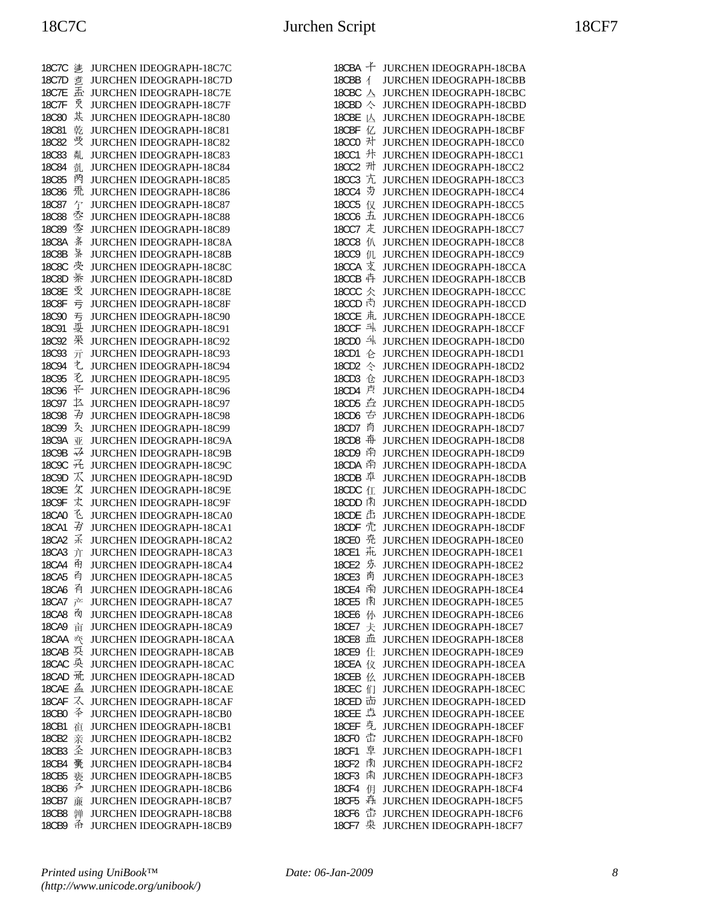18C7C 逮 JURCHEN IDEOGRAPH-18C7C
18C7D 亘 JURCHEN IDEOGRAPH-18C7D
18C7E 丞 JURCHEN IDEOGRAPH-18C7E
18C7F 叉 JURCHEN IDEOGRAPH-18C7F
18C80 其 JURCHEN IDEOGRAPH-18C80
18C81 乾 JURCHEN IDEOGRAPH-18C81
18C82 叟 JURCHEN IDEOGRAPH-18C82
18C83 亂 JURCHEN IDEOGRAPH-18C83
18C84 亂 JURCHEN IDEOGRAPH-18C84
18C85 丙 JURCHEN IDEOGRAPH-18C85
18C86 飛 JURCHEN IDEOGRAPH-18C86
18C87 亇 JURCHEN IDEOGRAPH-18C87
18C88 空 JURCHEN IDEOGRAPH-18C88
18C89 空 JURCHEN IDEOGRAPH-18C89
18C8A 条 JURCHEN IDEOGRAPH-18C8A
18C8B 条 JURCHEN IDEOGRAPH-18C8B
18C8C 叏 JURCHEN IDEOGRAPH-18C8C
18C8D 乘 JURCHEN IDEOGRAPH-18C8D
18C8E 叏 JURCHEN IDEOGRAPH-18C8E
18C8F 亏 JURCHEN IDEOGRAPH-18C8F
18C90 亏 JURCHEN IDEOGRAPH-18C90
18C91 耍 JURCHEN IDEOGRAPH-18C91
18C92 采 JURCHEN IDEOGRAPH-18C92
18C93 亓 JURCHEN IDEOGRAPH-18C93
18C94 乇 JURCHEN IDEOGRAPH-18C94
18C95 乇 JURCHEN IDEOGRAPH-18C95
18C96 乎 JURCHEN IDEOGRAPH-18C96
18C97 专 JURCHEN IDEOGRAPH-18C97
18C98 方 JURCHEN IDEOGRAPH-18C98
18C99 久 JURCHEN IDEOGRAPH-18C99
18C9A 亚 JURCHEN IDEOGRAPH-18C9A
18C9B 丞 JURCHEN IDEOGRAPH-18C9B
18C9C 孔 JURCHEN IDEOGRAPH-18C9C
18C9D 不 JURCHEN IDEOGRAPH-18C9D
18C9E 攵 JURCHEN IDEOGRAPH-18C9E
18C9F 太 JURCHEN IDEOGRAPH-18C9F
18CA0 飞 JURCHEN IDEOGRAPH-18CA0
18CA1 方 JURCHEN IDEOGRAPH-18CA1
18CA2 采 JURCHEN IDEOGRAPH-18CA2
18CA3 亓 JURCHEN IDEOGRAPH-18CA3
18CA4 甬 JURCHEN IDEOGRAPH-18CA4
18CA5 有 JURCHEN IDEOGRAPH-18CA5
18CA6 有 JURCHEN IDEOGRAPH-18CA6
18CA7 产 JURCHEN IDEOGRAPH-18CA7
18CA8 肉 JURCHEN IDEOGRAPH-18CA8
18CA9 亩 JURCHEN IDEOGRAPH-18CA9
18CAA 亦 JURCHEN IDEOGRAPH-18CAA
18CAB 买 JURCHEN IDEOGRAPH-18CAB
18CAC 奂 JURCHEN IDEOGRAPH-18CAC
18CAD 飛 JURCHEN IDEOGRAPH-18CAD
18CAE 孟 JURCHEN IDEOGRAPH-18CAE
18CAF 又 JURCHEN IDEOGRAPH-18CAF
18CB0 今 JURCHEN IDEOGRAPH-18CB0
18CB1 直 JURCHEN IDEOGRAPH-18CB1
18CB2 亲 JURCHEN IDEOGRAPH-18CB2
18CB3 全 JURCHEN IDEOGRAPH-18CB3
18CB4 糞 JURCHEN IDEOGRAPH-18CB4
18CB5 衰 JURCHEN IDEOGRAPH-18CB5
18CB6 予 JURCHEN IDEOGRAPH-18CB6
18CB7 康 JURCHEN IDEOGRAPH-18CB7
18CB8 弹 JURCHEN IDEOGRAPH-18CB8
18CB9 希 JURCHEN IDEOGRAPH-18CB9
18CBA 十 JURCHEN IDEOGRAPH-18CBA
18CBB 亻 JURCHEN IDEOGRAPH-18CBB
18CBC 人 JURCHEN IDEOGRAPH-18CBC
18CBD 今 JURCHEN IDEOGRAPH-18CBD
18CBE 以 JURCHEN IDEOGRAPH-18CBE
18CBF 亿 JURCHEN IDEOGRAPH-18CBF
18CC0 升 JURCHEN IDEOGRAPH-18CC0
18CC1 升 JURCHEN IDEOGRAPH-18CC1
18CC2 卅 JURCHEN IDEOGRAPH-18CC2
18CC3 亢 JURCHEN IDEOGRAPH-18CC3
18CC4 劳 JURCHEN IDEOGRAPH-18CC4
18CC5 仪 JURCHEN IDEOGRAPH-18CC5
18CC6 五 JURCHEN IDEOGRAPH-18CC6
18CC7 走 JURCHEN IDEOGRAPH-18CC7
18CC8 仈 JURCHEN IDEOGRAPH-18CC8
18CC9 仉 JURCHEN IDEOGRAPH-18CC9
18CCA 支 JURCHEN IDEOGRAPH-18CCA
18CCB 卉 JURCHEN IDEOGRAPH-18CCB
18CCC 犬 JURCHEN IDEOGRAPH-18CCC
18CCD 内 JURCHEN IDEOGRAPH-18CCD
18CCE 未 JURCHEN IDEOGRAPH-18CCE
18CCF 斗 JURCHEN IDEOGRAPH-18CCF
18CD0 斗 JURCHEN IDEOGRAPH-18CD0
18CD1 仑 JURCHEN IDEOGRAPH-18CD1
18CD2 今 JURCHEN IDEOGRAPH-18CD2
18CD3 仓 JURCHEN IDEOGRAPH-18CD3
18CD4 卢 JURCHEN IDEOGRAPH-18CD4
18CD5 古 JURCHEN IDEOGRAPH-18CD5
18CD6 古 JURCHEN IDEOGRAPH-18CD6
18CD7 育 JURCHEN IDEOGRAPH-18CD7
18CD8 奋 JURCHEN IDEOGRAPH-18CD8
18CD9 南 JURCHEN IDEOGRAPH-18CD9
18CDA 南 JURCHEN IDEOGRAPH-18CDA
18CDB 卓 JURCHEN IDEOGRAPH-18CDB
18CDC 仜 JURCHEN IDEOGRAPH-18CDC
18CDD 南 JURCHEN IDEOGRAPH-18CDD
18CDE 击 JURCHEN IDEOGRAPH-18CDE
18CDF 壳 JURCHEN IDEOGRAPH-18CDF
18CE0 克 JURCHEN IDEOGRAPH-18CE0
18CE1 芫 JURCHEN IDEOGRAPH-18CE1
18CE2 务 JURCHEN IDEOGRAPH-18CE2
18CE3 商 JURCHEN IDEOGRAPH-18CE3
18CE4 南 JURCHEN IDEOGRAPH-18CE4
18CE5 南 JURCHEN IDEOGRAPH-18CE5
18CE6 仦 JURCHEN IDEOGRAPH-18CE6
18CE7 夫 JURCHEN IDEOGRAPH-18CE7
18CE8 血 JURCHEN IDEOGRAPH-18CE8
18CE9 仩 JURCHEN IDEOGRAPH-18CE9
18CEA 仪 JURCHEN IDEOGRAPH-18CEA
18CEB 仫 JURCHEN IDEOGRAPH-18CEB
18CEC 们 JURCHEN IDEOGRAPH-18CEC
18CED 亩 JURCHEN IDEOGRAPH-18CED
18CEE 戽 JURCHEN IDEOGRAPH-18CEE
18CEF 克 JURCHEN IDEOGRAPH-18CEF
18CF0 击 JURCHEN IDEOGRAPH-18CF0
18CF1 草 JURCHEN IDEOGRAPH-18CF1
18CF2 南 JURCHEN IDEOGRAPH-18CF2
18CF3 南 JURCHEN IDEOGRAPH-18CF3
18CF4 俏 JURCHEN IDEOGRAPH-18CF4
18CF5 森 JURCHEN IDEOGRAPH-18CF5
18CF6 击 JURCHEN IDEOGRAPH-18CF6
18CF7 桌 JURCHEN IDEOGRAPH-18CF7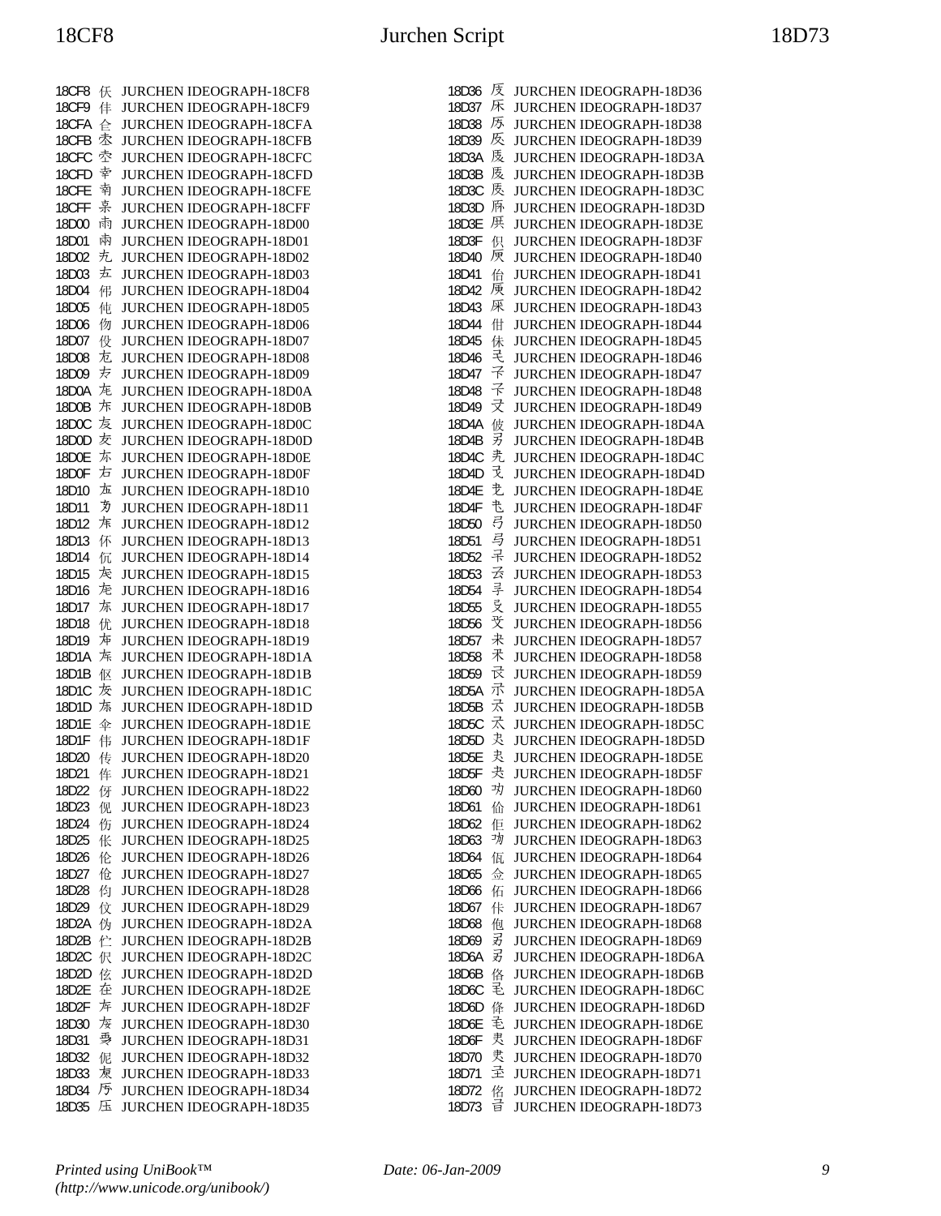18CF8 JURCHEN IDEOGRAPH-18CF8
18CF9 JURCHEN IDEOGRAPH-18CF9
18CFA JURCHEN IDEOGRAPH-18CFA
18CFB JURCHEN IDEOGRAPH-18CFB
18CFC JURCHEN IDEOGRAPH-18CFC
18CFD JURCHEN IDEOGRAPH-18CFD
18CFE JURCHEN IDEOGRAPH-18CFE
18CFF JURCHEN IDEOGRAPH-18CFF
18D00 JURCHEN IDEOGRAPH-18D00
18D01 JURCHEN IDEOGRAPH-18D01
18D02 JURCHEN IDEOGRAPH-18D02
18D03 JURCHEN IDEOGRAPH-18D03
18D04 JURCHEN IDEOGRAPH-18D04
18D05 JURCHEN IDEOGRAPH-18D05
18D06 JURCHEN IDEOGRAPH-18D06
18D07 JURCHEN IDEOGRAPH-18D07
18D08 JURCHEN IDEOGRAPH-18D08
18D09 JURCHEN IDEOGRAPH-18D09
18D0A JURCHEN IDEOGRAPH-18D0A
18D0B JURCHEN IDEOGRAPH-18D0B
18D0C JURCHEN IDEOGRAPH-18D0C
18D0D JURCHEN IDEOGRAPH-18D0D
18D0E JURCHEN IDEOGRAPH-18D0E
18D0F JURCHEN IDEOGRAPH-18D0F
18D10 JURCHEN IDEOGRAPH-18D10
18D11 JURCHEN IDEOGRAPH-18D11
18D12 JURCHEN IDEOGRAPH-18D12
18D13 JURCHEN IDEOGRAPH-18D13
18D14 JURCHEN IDEOGRAPH-18D14
18D15 JURCHEN IDEOGRAPH-18D15
18D16 JURCHEN IDEOGRAPH-18D16
18D17 JURCHEN IDEOGRAPH-18D17
18D18 JURCHEN IDEOGRAPH-18D18
18D19 JURCHEN IDEOGRAPH-18D19
18D1A JURCHEN IDEOGRAPH-18D1A
18D1B JURCHEN IDEOGRAPH-18D1B
18D1C JURCHEN IDEOGRAPH-18D1C
18D1D JURCHEN IDEOGRAPH-18D1D
18D1E JURCHEN IDEOGRAPH-18D1E
18D1F JURCHEN IDEOGRAPH-18D1F
18D20 JURCHEN IDEOGRAPH-18D20
18D21 JURCHEN IDEOGRAPH-18D21
18D22 JURCHEN IDEOGRAPH-18D22
18D23 JURCHEN IDEOGRAPH-18D23
18D24 JURCHEN IDEOGRAPH-18D24
18D25 JURCHEN IDEOGRAPH-18D25
18D26 JURCHEN IDEOGRAPH-18D26
18D27 JURCHEN IDEOGRAPH-18D27
18D28 JURCHEN IDEOGRAPH-18D28
18D29 JURCHEN IDEOGRAPH-18D29
18D2A JURCHEN IDEOGRAPH-18D2A
18D2B JURCHEN IDEOGRAPH-18D2B
18D2C JURCHEN IDEOGRAPH-18D2C
18D2D JURCHEN IDEOGRAPH-18D2D
18D2E JURCHEN IDEOGRAPH-18D2E
18D2F JURCHEN IDEOGRAPH-18D2F
18D30 JURCHEN IDEOGRAPH-18D30
18D31 JURCHEN IDEOGRAPH-18D31
18D32 JURCHEN IDEOGRAPH-18D32
18D33 JURCHEN IDEOGRAPH-18D33
18D34 JURCHEN IDEOGRAPH-18D34
18D35 JURCHEN IDEOGRAPH-18D35
18D36 JURCHEN IDEOGRAPH-18D36
18D37 JURCHEN IDEOGRAPH-18D37
18D38 JURCHEN IDEOGRAPH-18D38
18D39 JURCHEN IDEOGRAPH-18D39
18D3A JURCHEN IDEOGRAPH-18D3A
18D3B JURCHEN IDEOGRAPH-18D3B
18D3C JURCHEN IDEOGRAPH-18D3C
18D3D JURCHEN IDEOGRAPH-18D3D
18D3E JURCHEN IDEOGRAPH-18D3E
18D3F JURCHEN IDEOGRAPH-18D3F
18D40 JURCHEN IDEOGRAPH-18D40
18D41 JURCHEN IDEOGRAPH-18D41
18D42 JURCHEN IDEOGRAPH-18D42
18D43 JURCHEN IDEOGRAPH-18D43
18D44 JURCHEN IDEOGRAPH-18D44
18D45 JURCHEN IDEOGRAPH-18D45
18D46 JURCHEN IDEOGRAPH-18D46
18D47 JURCHEN IDEOGRAPH-18D47
18D48 JURCHEN IDEOGRAPH-18D48
18D49 JURCHEN IDEOGRAPH-18D49
18D4A JURCHEN IDEOGRAPH-18D4A
18D4B JURCHEN IDEOGRAPH-18D4B
18D4C JURCHEN IDEOGRAPH-18D4C
18D4D JURCHEN IDEOGRAPH-18D4D
18D4E JURCHEN IDEOGRAPH-18D4E
18D4F JURCHEN IDEOGRAPH-18D4F
18D50 JURCHEN IDEOGRAPH-18D50
18D51 JURCHEN IDEOGRAPH-18D51
18D52 JURCHEN IDEOGRAPH-18D52
18D53 JURCHEN IDEOGRAPH-18D53
18D54 JURCHEN IDEOGRAPH-18D54
18D55 JURCHEN IDEOGRAPH-18D55
18D56 JURCHEN IDEOGRAPH-18D56
18D57 JURCHEN IDEOGRAPH-18D57
18D58 JURCHEN IDEOGRAPH-18D58
18D59 JURCHEN IDEOGRAPH-18D59
18D5A JURCHEN IDEOGRAPH-18D5A
18D5B JURCHEN IDEOGRAPH-18D5B
18D5C JURCHEN IDEOGRAPH-18D5C
18D5D JURCHEN IDEOGRAPH-18D5D
18D5E JURCHEN IDEOGRAPH-18D5E
18D5F JURCHEN IDEOGRAPH-18D5F
18D60 JURCHEN IDEOGRAPH-18D60
18D61 JURCHEN IDEOGRAPH-18D61
18D62 JURCHEN IDEOGRAPH-18D62
18D63 JURCHEN IDEOGRAPH-18D63
18D64 JURCHEN IDEOGRAPH-18D64
18D65 JURCHEN IDEOGRAPH-18D65
18D66 JURCHEN IDEOGRAPH-18D66
18D67 JURCHEN IDEOGRAPH-18D67
18D68 JURCHEN IDEOGRAPH-18D68
18D69 JURCHEN IDEOGRAPH-18D69
18D6A JURCHEN IDEOGRAPH-18D6A
18D6B JURCHEN IDEOGRAPH-18D6B
18D6C JURCHEN IDEOGRAPH-18D6C
18D6D JURCHEN IDEOGRAPH-18D6D
18D6E JURCHEN IDEOGRAPH-18D6E
18D6F JURCHEN IDEOGRAPH-18D6F
18D70 JURCHEN IDEOGRAPH-18D70
18D71 JURCHEN IDEOGRAPH-18D71
18D72 JURCHEN IDEOGRAPH-18D72
18D73 JURCHEN IDEOGRAPH-18D73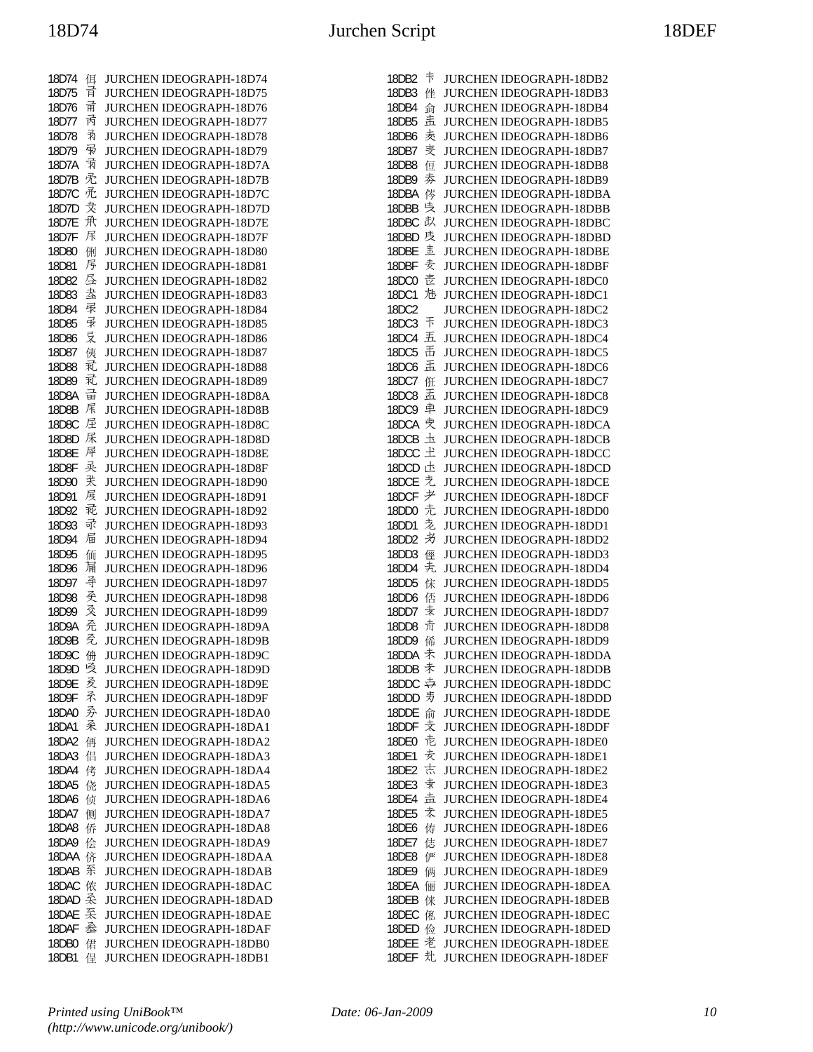| Code | Name |
|---|---|
| 18D74 | JURCHEN IDEOGRAPH-18D74 |
| 18D75 | JURCHEN IDEOGRAPH-18D75 |
| 18D76 | JURCHEN IDEOGRAPH-18D76 |
| 18D77 | JURCHEN IDEOGRAPH-18D77 |
| 18D78 | JURCHEN IDEOGRAPH-18D78 |
| 18D79 | JURCHEN IDEOGRAPH-18D79 |
| 18D7A | JURCHEN IDEOGRAPH-18D7A |
| 18D7B | JURCHEN IDEOGRAPH-18D7B |
| 18D7C | JURCHEN IDEOGRAPH-18D7C |
| 18D7D | JURCHEN IDEOGRAPH-18D7D |
| 18D7E | JURCHEN IDEOGRAPH-18D7E |
| 18D7F | JURCHEN IDEOGRAPH-18D7F |
| 18D80 | JURCHEN IDEOGRAPH-18D80 |
| 18D81 | JURCHEN IDEOGRAPH-18D81 |
| 18D82 | JURCHEN IDEOGRAPH-18D82 |
| 18D83 | JURCHEN IDEOGRAPH-18D83 |
| 18D84 | JURCHEN IDEOGRAPH-18D84 |
| 18D85 | JURCHEN IDEOGRAPH-18D85 |
| 18D86 | JURCHEN IDEOGRAPH-18D86 |
| 18D87 | JURCHEN IDEOGRAPH-18D87 |
| 18D88 | JURCHEN IDEOGRAPH-18D88 |
| 18D89 | JURCHEN IDEOGRAPH-18D89 |
| 18D8A | JURCHEN IDEOGRAPH-18D8A |
| 18D8B | JURCHEN IDEOGRAPH-18D8B |
| 18D8C | JURCHEN IDEOGRAPH-18D8C |
| 18D8D | JURCHEN IDEOGRAPH-18D8D |
| 18D8E | JURCHEN IDEOGRAPH-18D8E |
| 18D8F | JURCHEN IDEOGRAPH-18D8F |
| 18D90 | JURCHEN IDEOGRAPH-18D90 |
| 18D91 | JURCHEN IDEOGRAPH-18D91 |
| 18D92 | JURCHEN IDEOGRAPH-18D92 |
| 18D93 | JURCHEN IDEOGRAPH-18D93 |
| 18D94 | JURCHEN IDEOGRAPH-18D94 |
| 18D95 | JURCHEN IDEOGRAPH-18D95 |
| 18D96 | JURCHEN IDEOGRAPH-18D96 |
| 18D97 | JURCHEN IDEOGRAPH-18D97 |
| 18D98 | JURCHEN IDEOGRAPH-18D98 |
| 18D99 | JURCHEN IDEOGRAPH-18D99 |
| 18D9A | JURCHEN IDEOGRAPH-18D9A |
| 18D9B | JURCHEN IDEOGRAPH-18D9B |
| 18D9C | JURCHEN IDEOGRAPH-18D9C |
| 18D9D | JURCHEN IDEOGRAPH-18D9D |
| 18D9E | JURCHEN IDEOGRAPH-18D9E |
| 18D9F | JURCHEN IDEOGRAPH-18D9F |
| 18DA0 | JURCHEN IDEOGRAPH-18DA0 |
| 18DA1 | JURCHEN IDEOGRAPH-18DA1 |
| 18DA2 | JURCHEN IDEOGRAPH-18DA2 |
| 18DA3 | JURCHEN IDEOGRAPH-18DA3 |
| 18DA4 | JURCHEN IDEOGRAPH-18DA4 |
| 18DA5 | JURCHEN IDEOGRAPH-18DA5 |
| 18DA6 | JURCHEN IDEOGRAPH-18DA6 |
| 18DA7 | JURCHEN IDEOGRAPH-18DA7 |
| 18DA8 | JURCHEN IDEOGRAPH-18DA8 |
| 18DA9 | JURCHEN IDEOGRAPH-18DA9 |
| 18DAA | JURCHEN IDEOGRAPH-18DAA |
| 18DAB | JURCHEN IDEOGRAPH-18DAB |
| 18DAC | JURCHEN IDEOGRAPH-18DAC |
| 18DAD | JURCHEN IDEOGRAPH-18DAD |
| 18DAE | JURCHEN IDEOGRAPH-18DAE |
| 18DAF | JURCHEN IDEOGRAPH-18DAF |
| 18DB0 | JURCHEN IDEOGRAPH-18DB0 |
| 18DB1 | JURCHEN IDEOGRAPH-18DB1 |
| 18DB2 | JURCHEN IDEOGRAPH-18DB2 |
| 18DB3 | JURCHEN IDEOGRAPH-18DB3 |
| 18DB4 | JURCHEN IDEOGRAPH-18DB4 |
| 18DB5 | JURCHEN IDEOGRAPH-18DB5 |
| 18DB6 | JURCHEN IDEOGRAPH-18DB6 |
| 18DB7 | JURCHEN IDEOGRAPH-18DB7 |
| 18DB8 | JURCHEN IDEOGRAPH-18DB8 |
| 18DB9 | JURCHEN IDEOGRAPH-18DB9 |
| 18DBA | JURCHEN IDEOGRAPH-18DBA |
| 18DBB | JURCHEN IDEOGRAPH-18DBB |
| 18DBC | JURCHEN IDEOGRAPH-18DBC |
| 18DBD | JURCHEN IDEOGRAPH-18DBD |
| 18DBE | JURCHEN IDEOGRAPH-18DBE |
| 18DBF | JURCHEN IDEOGRAPH-18DBF |
| 18DC0 | JURCHEN IDEOGRAPH-18DC0 |
| 18DC1 | JURCHEN IDEOGRAPH-18DC1 |
| 18DC2 | JURCHEN IDEOGRAPH-18DC2 |
| 18DC3 | JURCHEN IDEOGRAPH-18DC3 |
| 18DC4 | JURCHEN IDEOGRAPH-18DC4 |
| 18DC5 | JURCHEN IDEOGRAPH-18DC5 |
| 18DC6 | JURCHEN IDEOGRAPH-18DC6 |
| 18DC7 | JURCHEN IDEOGRAPH-18DC7 |
| 18DC8 | JURCHEN IDEOGRAPH-18DC8 |
| 18DC9 | JURCHEN IDEOGRAPH-18DC9 |
| 18DCA | JURCHEN IDEOGRAPH-18DCA |
| 18DCB | JURCHEN IDEOGRAPH-18DCB |
| 18DCC | JURCHEN IDEOGRAPH-18DCC |
| 18DCD | JURCHEN IDEOGRAPH-18DCD |
| 18DCE | JURCHEN IDEOGRAPH-18DCE |
| 18DCF | JURCHEN IDEOGRAPH-18DCF |
| 18DD0 | JURCHEN IDEOGRAPH-18DD0 |
| 18DD1 | JURCHEN IDEOGRAPH-18DD1 |
| 18DD2 | JURCHEN IDEOGRAPH-18DD2 |
| 18DD3 | JURCHEN IDEOGRAPH-18DD3 |
| 18DD4 | JURCHEN IDEOGRAPH-18DD4 |
| 18DD5 | JURCHEN IDEOGRAPH-18DD5 |
| 18DD6 | JURCHEN IDEOGRAPH-18DD6 |
| 18DD7 | JURCHEN IDEOGRAPH-18DD7 |
| 18DD8 | JURCHEN IDEOGRAPH-18DD8 |
| 18DD9 | JURCHEN IDEOGRAPH-18DD9 |
| 18DDA | JURCHEN IDEOGRAPH-18DDA |
| 18DDB | JURCHEN IDEOGRAPH-18DDB |
| 18DDC | JURCHEN IDEOGRAPH-18DDC |
| 18DDD | JURCHEN IDEOGRAPH-18DDD |
| 18DDE | JURCHEN IDEOGRAPH-18DDE |
| 18DDF | JURCHEN IDEOGRAPH-18DDF |
| 18DE0 | JURCHEN IDEOGRAPH-18DE0 |
| 18DE1 | JURCHEN IDEOGRAPH-18DE1 |
| 18DE2 | JURCHEN IDEOGRAPH-18DE2 |
| 18DE3 | JURCHEN IDEOGRAPH-18DE3 |
| 18DE4 | JURCHEN IDEOGRAPH-18DE4 |
| 18DE5 | JURCHEN IDEOGRAPH-18DE5 |
| 18DE6 | JURCHEN IDEOGRAPH-18DE6 |
| 18DE7 | JURCHEN IDEOGRAPH-18DE7 |
| 18DE8 | JURCHEN IDEOGRAPH-18DE8 |
| 18DE9 | JURCHEN IDEOGRAPH-18DE9 |
| 18DEA | JURCHEN IDEOGRAPH-18DEA |
| 18DEB | JURCHEN IDEOGRAPH-18DEB |
| 18DEC | JURCHEN IDEOGRAPH-18DEC |
| 18DED | JURCHEN IDEOGRAPH-18DED |
| 18DEE | JURCHEN IDEOGRAPH-18DEE |
| 18DEF | JURCHEN IDEOGRAPH-18DEF |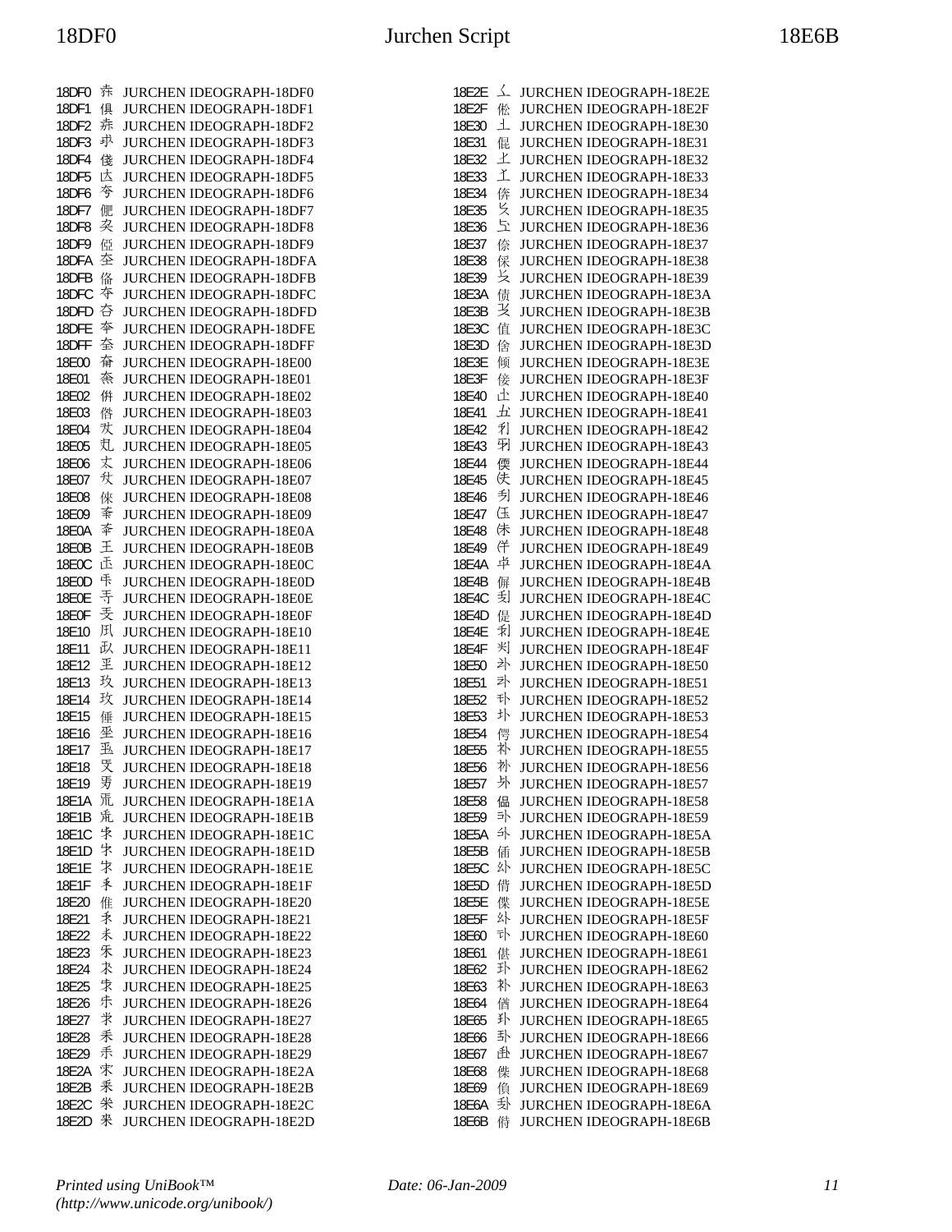18DF0 JURCHEN IDEOGRAPH-18DF0
18DF1 JURCHEN IDEOGRAPH-18DF1
18DF2 JURCHEN IDEOGRAPH-18DF2
18DF3 JURCHEN IDEOGRAPH-18DF3
18DF4 JURCHEN IDEOGRAPH-18DF4
18DF5 JURCHEN IDEOGRAPH-18DF5
18DF6 JURCHEN IDEOGRAPH-18DF6
18DF7 JURCHEN IDEOGRAPH-18DF7
18DF8 JURCHEN IDEOGRAPH-18DF8
18DF9 JURCHEN IDEOGRAPH-18DF9
18DFA JURCHEN IDEOGRAPH-18DFA
18DFB JURCHEN IDEOGRAPH-18DFB
18DFC JURCHEN IDEOGRAPH-18DFC
18DFD JURCHEN IDEOGRAPH-18DFD
18DFE JURCHEN IDEOGRAPH-18DFE
18DFF JURCHEN IDEOGRAPH-18DFF
18E00 JURCHEN IDEOGRAPH-18E00
18E01 JURCHEN IDEOGRAPH-18E01
18E02 JURCHEN IDEOGRAPH-18E02
18E03 JURCHEN IDEOGRAPH-18E03
18E04 JURCHEN IDEOGRAPH-18E04
18E05 JURCHEN IDEOGRAPH-18E05
18E06 JURCHEN IDEOGRAPH-18E06
18E07 JURCHEN IDEOGRAPH-18E07
18E08 JURCHEN IDEOGRAPH-18E08
18E09 JURCHEN IDEOGRAPH-18E09
18E0A JURCHEN IDEOGRAPH-18E0A
18E0B JURCHEN IDEOGRAPH-18E0B
18E0C JURCHEN IDEOGRAPH-18E0C
18E0D JURCHEN IDEOGRAPH-18E0D
18E0E JURCHEN IDEOGRAPH-18E0E
18E0F JURCHEN IDEOGRAPH-18E0F
18E10 JURCHEN IDEOGRAPH-18E10
18E11 JURCHEN IDEOGRAPH-18E11
18E12 JURCHEN IDEOGRAPH-18E12
18E13 JURCHEN IDEOGRAPH-18E13
18E14 JURCHEN IDEOGRAPH-18E14
18E15 JURCHEN IDEOGRAPH-18E15
18E16 JURCHEN IDEOGRAPH-18E16
18E17 JURCHEN IDEOGRAPH-18E17
18E18 JURCHEN IDEOGRAPH-18E18
18E19 JURCHEN IDEOGRAPH-18E19
18E1A JURCHEN IDEOGRAPH-18E1A
18E1B JURCHEN IDEOGRAPH-18E1B
18E1C JURCHEN IDEOGRAPH-18E1C
18E1D JURCHEN IDEOGRAPH-18E1D
18E1E JURCHEN IDEOGRAPH-18E1E
18E1F JURCHEN IDEOGRAPH-18E1F
18E20 JURCHEN IDEOGRAPH-18E20
18E21 JURCHEN IDEOGRAPH-18E21
18E22 JURCHEN IDEOGRAPH-18E22
18E23 JURCHEN IDEOGRAPH-18E23
18E24 JURCHEN IDEOGRAPH-18E24
18E25 JURCHEN IDEOGRAPH-18E25
18E26 JURCHEN IDEOGRAPH-18E26
18E27 JURCHEN IDEOGRAPH-18E27
18E28 JURCHEN IDEOGRAPH-18E28
18E29 JURCHEN IDEOGRAPH-18E29
18E2A JURCHEN IDEOGRAPH-18E2A
18E2B JURCHEN IDEOGRAPH-18E2B
18E2C JURCHEN IDEOGRAPH-18E2C
18E2D JURCHEN IDEOGRAPH-18E2D
18E2E JURCHEN IDEOGRAPH-18E2E
18E2F JURCHEN IDEOGRAPH-18E2F
18E30 JURCHEN IDEOGRAPH-18E30
18E31 JURCHEN IDEOGRAPH-18E31
18E32 JURCHEN IDEOGRAPH-18E32
18E33 JURCHEN IDEOGRAPH-18E33
18E34 JURCHEN IDEOGRAPH-18E34
18E35 JURCHEN IDEOGRAPH-18E35
18E36 JURCHEN IDEOGRAPH-18E36
18E37 JURCHEN IDEOGRAPH-18E37
18E38 JURCHEN IDEOGRAPH-18E38
18E39 JURCHEN IDEOGRAPH-18E39
18E3A JURCHEN IDEOGRAPH-18E3A
18E3B JURCHEN IDEOGRAPH-18E3B
18E3C JURCHEN IDEOGRAPH-18E3C
18E3D JURCHEN IDEOGRAPH-18E3D
18E3E JURCHEN IDEOGRAPH-18E3E
18E3F JURCHEN IDEOGRAPH-18E3F
18E40 JURCHEN IDEOGRAPH-18E40
18E41 JURCHEN IDEOGRAPH-18E41
18E42 JURCHEN IDEOGRAPH-18E42
18E43 JURCHEN IDEOGRAPH-18E43
18E44 JURCHEN IDEOGRAPH-18E44
18E45 JURCHEN IDEOGRAPH-18E45
18E46 JURCHEN IDEOGRAPH-18E46
18E47 JURCHEN IDEOGRAPH-18E47
18E48 JURCHEN IDEOGRAPH-18E48
18E49 JURCHEN IDEOGRAPH-18E49
18E4A JURCHEN IDEOGRAPH-18E4A
18E4B JURCHEN IDEOGRAPH-18E4B
18E4C JURCHEN IDEOGRAPH-18E4C
18E4D JURCHEN IDEOGRAPH-18E4D
18E4E JURCHEN IDEOGRAPH-18E4E
18E4F JURCHEN IDEOGRAPH-18E4F
18E50 JURCHEN IDEOGRAPH-18E50
18E51 JURCHEN IDEOGRAPH-18E51
18E52 JURCHEN IDEOGRAPH-18E52
18E53 JURCHEN IDEOGRAPH-18E53
18E54 JURCHEN IDEOGRAPH-18E54
18E55 JURCHEN IDEOGRAPH-18E55
18E56 JURCHEN IDEOGRAPH-18E56
18E57 JURCHEN IDEOGRAPH-18E57
18E58 JURCHEN IDEOGRAPH-18E58
18E59 JURCHEN IDEOGRAPH-18E59
18E5A JURCHEN IDEOGRAPH-18E5A
18E5B JURCHEN IDEOGRAPH-18E5B
18E5C JURCHEN IDEOGRAPH-18E5C
18E5D JURCHEN IDEOGRAPH-18E5D
18E5E JURCHEN IDEOGRAPH-18E5E
18E5F JURCHEN IDEOGRAPH-18E5F
18E60 JURCHEN IDEOGRAPH-18E60
18E61 JURCHEN IDEOGRAPH-18E61
18E62 JURCHEN IDEOGRAPH-18E62
18E63 JURCHEN IDEOGRAPH-18E63
18E64 JURCHEN IDEOGRAPH-18E64
18E65 JURCHEN IDEOGRAPH-18E65
18E66 JURCHEN IDEOGRAPH-18E66
18E67 JURCHEN IDEOGRAPH-18E67
18E68 JURCHEN IDEOGRAPH-18E68
18E69 JURCHEN IDEOGRAPH-18E69
18E6A JURCHEN IDEOGRAPH-18E6A
18E6B JURCHEN IDEOGRAPH-18E6B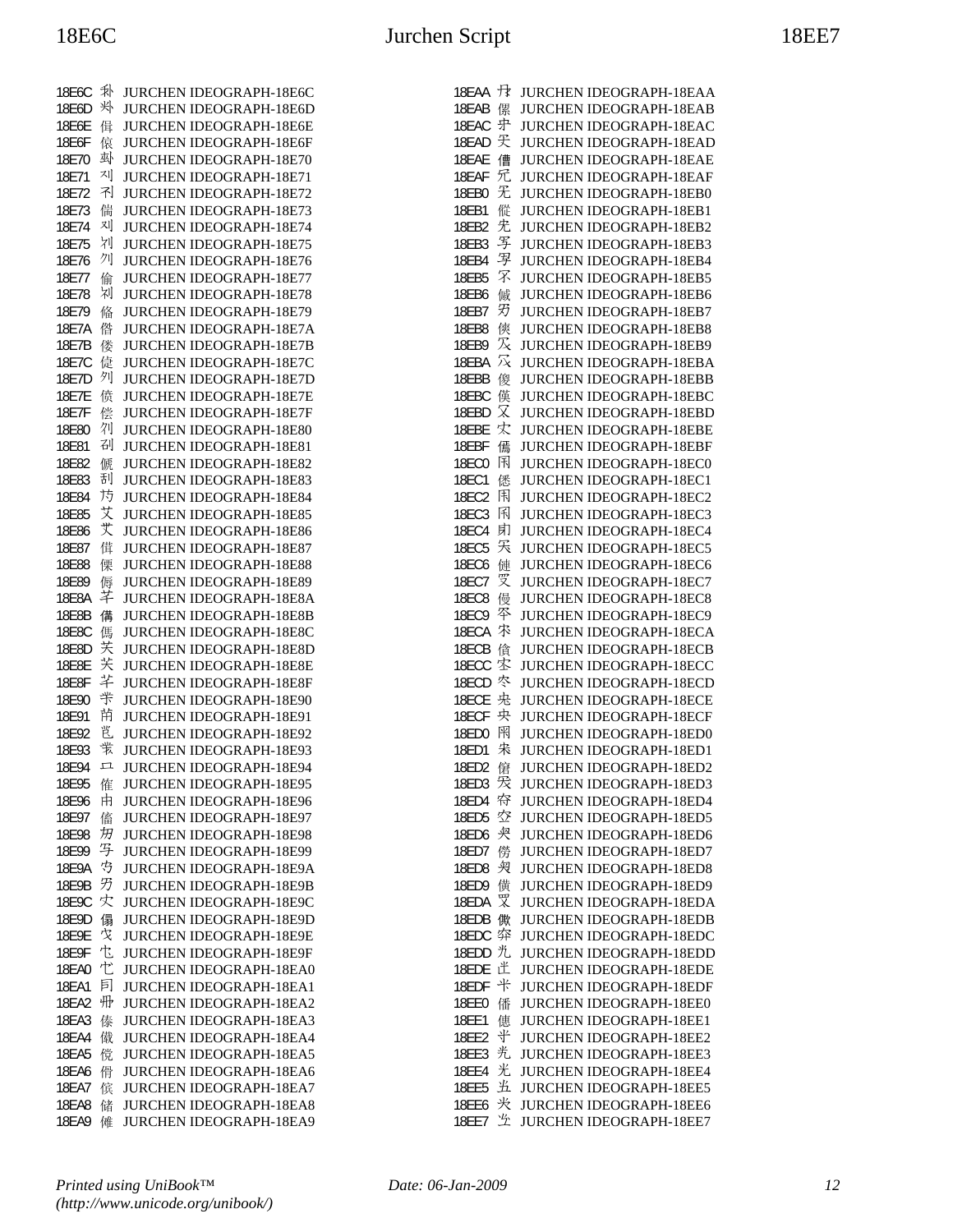18E6C 𘹬 JURCHEN IDEOGRAPH-18E6C
18E6D 𘹭 JURCHEN IDEOGRAPH-18E6D
18E6E 𘹮 JURCHEN IDEOGRAPH-18E6E
18E6F 𘹯 JURCHEN IDEOGRAPH-18E6F
18E70 𘹰 JURCHEN IDEOGRAPH-18E70
18E71 𘹱 JURCHEN IDEOGRAPH-18E71
18E72 𘹲 JURCHEN IDEOGRAPH-18E72
18E73 𘹳 JURCHEN IDEOGRAPH-18E73
18E74 𘹴 JURCHEN IDEOGRAPH-18E74
18E75 𘹵 JURCHEN IDEOGRAPH-18E75
18E76 𘹶 JURCHEN IDEOGRAPH-18E76
18E77 𘹷 JURCHEN IDEOGRAPH-18E77
18E78 𘹸 JURCHEN IDEOGRAPH-18E78
18E79 𘹹 JURCHEN IDEOGRAPH-18E79
18E7A 𘹺 JURCHEN IDEOGRAPH-18E7A
18E7B 𘹻 JURCHEN IDEOGRAPH-18E7B
18E7C 𘹼 JURCHEN IDEOGRAPH-18E7C
18E7D 𘹽 JURCHEN IDEOGRAPH-18E7D
18E7E 𘹾 JURCHEN IDEOGRAPH-18E7E
18E7F 𘹿 JURCHEN IDEOGRAPH-18E7F
18E80 𘺀 JURCHEN IDEOGRAPH-18E80
18E81 𘺁 JURCHEN IDEOGRAPH-18E81
18E82 𘺂 JURCHEN IDEOGRAPH-18E82
18E83 𘺃 JURCHEN IDEOGRAPH-18E83
18E84 𘺄 JURCHEN IDEOGRAPH-18E84
18E85 𘺅 JURCHEN IDEOGRAPH-18E85
18E86 𘺆 JURCHEN IDEOGRAPH-18E86
18E87 𘺇 JURCHEN IDEOGRAPH-18E87
18E88 𘺈 JURCHEN IDEOGRAPH-18E88
18E89 𘺉 JURCHEN IDEOGRAPH-18E89
18E8A 𘺊 JURCHEN IDEOGRAPH-18E8A
18E8B 𘺋 JURCHEN IDEOGRAPH-18E8B
18E8C 𘺌 JURCHEN IDEOGRAPH-18E8C
18E8D 𘺍 JURCHEN IDEOGRAPH-18E8D
18E8E 𘺎 JURCHEN IDEOGRAPH-18E8E
18E8F 𘺏 JURCHEN IDEOGRAPH-18E8F
18E90 𘺐 JURCHEN IDEOGRAPH-18E90
18E91 𘺑 JURCHEN IDEOGRAPH-18E91
18E92 𘺒 JURCHEN IDEOGRAPH-18E92
18E93 𘺓 JURCHEN IDEOGRAPH-18E93
18E94 𘺔 JURCHEN IDEOGRAPH-18E94
18E95 𘺕 JURCHEN IDEOGRAPH-18E95
18E96 𘺖 JURCHEN IDEOGRAPH-18E96
18E97 𘺗 JURCHEN IDEOGRAPH-18E97
18E98 𘺘 JURCHEN IDEOGRAPH-18E98
18E99 𘺙 JURCHEN IDEOGRAPH-18E99
18E9A 𘺚 JURCHEN IDEOGRAPH-18E9A
18E9B 𘺛 JURCHEN IDEOGRAPH-18E9B
18E9C 𘺜 JURCHEN IDEOGRAPH-18E9C
18E9D 𘺝 JURCHEN IDEOGRAPH-18E9D
18E9E 𘺞 JURCHEN IDEOGRAPH-18E9E
18E9F 𘺟 JURCHEN IDEOGRAPH-18E9F
18EA0 𘺠 JURCHEN IDEOGRAPH-18EA0
18EA1 𘺡 JURCHEN IDEOGRAPH-18EA1
18EA2 𘺢 JURCHEN IDEOGRAPH-18EA2
18EA3 𘺣 JURCHEN IDEOGRAPH-18EA3
18EA4 𘺤 JURCHEN IDEOGRAPH-18EA4
18EA5 𘺥 JURCHEN IDEOGRAPH-18EA5
18EA6 𘺦 JURCHEN IDEOGRAPH-18EA6
18EA7 𘺧 JURCHEN IDEOGRAPH-18EA7
18EA8 𘺨 JURCHEN IDEOGRAPH-18EA8
18EA9 𘺩 JURCHEN IDEOGRAPH-18EA9
18EAA 𘺪 JURCHEN IDEOGRAPH-18EAA
18EAB 𘺫 JURCHEN IDEOGRAPH-18EAB
18EAC 𘺬 JURCHEN IDEOGRAPH-18EAC
18EAD 𘺭 JURCHEN IDEOGRAPH-18EAD
18EAE 𘺮 JURCHEN IDEOGRAPH-18EAE
18EAF 𘺯 JURCHEN IDEOGRAPH-18EAF
18EB0 𘺰 JURCHEN IDEOGRAPH-18EB0
18EB1 𘺱 JURCHEN IDEOGRAPH-18EB1
18EB2 𘺲 JURCHEN IDEOGRAPH-18EB2
18EB3 𘺳 JURCHEN IDEOGRAPH-18EB3
18EB4 𘺴 JURCHEN IDEOGRAPH-18EB4
18EB5 𘺵 JURCHEN IDEOGRAPH-18EB5
18EB6 𘺶 JURCHEN IDEOGRAPH-18EB6
18EB7 𘺷 JURCHEN IDEOGRAPH-18EB7
18EB8 𘺸 JURCHEN IDEOGRAPH-18EB8
18EB9 𘺹 JURCHEN IDEOGRAPH-18EB9
18EBA 𘺺 JURCHEN IDEOGRAPH-18EBA
18EBB 𘺻 JURCHEN IDEOGRAPH-18EBB
18EBC 𘺼 JURCHEN IDEOGRAPH-18EBC
18EBD 𘺽 JURCHEN IDEOGRAPH-18EBD
18EBE 𘺾 JURCHEN IDEOGRAPH-18EBE
18EBF 𘺿 JURCHEN IDEOGRAPH-18EBF
18EC0 𘻀 JURCHEN IDEOGRAPH-18EC0
18EC1 𘻁 JURCHEN IDEOGRAPH-18EC1
18EC2 𘻂 JURCHEN IDEOGRAPH-18EC2
18EC3 𘻃 JURCHEN IDEOGRAPH-18EC3
18EC4 𘻄 JURCHEN IDEOGRAPH-18EC4
18EC5 𘻅 JURCHEN IDEOGRAPH-18EC5
18EC6 𘻆 JURCHEN IDEOGRAPH-18EC6
18EC7 𘻇 JURCHEN IDEOGRAPH-18EC7
18EC8 𘻈 JURCHEN IDEOGRAPH-18EC8
18EC9 𘻉 JURCHEN IDEOGRAPH-18EC9
18ECA 𘻊 JURCHEN IDEOGRAPH-18ECA
18ECB 𘻋 JURCHEN IDEOGRAPH-18ECB
18ECC 𘻌 JURCHEN IDEOGRAPH-18ECC
18ECD 𘻍 JURCHEN IDEOGRAPH-18ECD
18ECE 𘻎 JURCHEN IDEOGRAPH-18ECE
18ECF 𘻏 JURCHEN IDEOGRAPH-18ECF
18ED0 𘻐 JURCHEN IDEOGRAPH-18ED0
18ED1 𘻑 JURCHEN IDEOGRAPH-18ED1
18ED2 𘻒 JURCHEN IDEOGRAPH-18ED2
18ED3 𘻓 JURCHEN IDEOGRAPH-18ED3
18ED4 𘻔 JURCHEN IDEOGRAPH-18ED4
18ED5 𘻕 JURCHEN IDEOGRAPH-18ED5
18ED6 𘻖 JURCHEN IDEOGRAPH-18ED6
18ED7 𘻗 JURCHEN IDEOGRAPH-18ED7
18ED8 𘻘 JURCHEN IDEOGRAPH-18ED8
18ED9 𘻙 JURCHEN IDEOGRAPH-18ED9
18EDA 𘻚 JURCHEN IDEOGRAPH-18EDA
18EDB 𘻛 JURCHEN IDEOGRAPH-18EDB
18EDC 𘻜 JURCHEN IDEOGRAPH-18EDC
18EDD 𘻝 JURCHEN IDEOGRAPH-18EDD
18EDE 𘻞 JURCHEN IDEOGRAPH-18EDE
18EDF 𘻟 JURCHEN IDEOGRAPH-18EDF
18EE0 𘻠 JURCHEN IDEOGRAPH-18EE0
18EE1 𘻡 JURCHEN IDEOGRAPH-18EE1
18EE2 𘻢 JURCHEN IDEOGRAPH-18EE2
18EE3 𘻣 JURCHEN IDEOGRAPH-18EE3
18EE4 𘻤 JURCHEN IDEOGRAPH-18EE4
18EE5 𘻥 JURCHEN IDEOGRAPH-18EE5
18EE6 𘻦 JURCHEN IDEOGRAPH-18EE6
18EE7 𘻧 JURCHEN IDEOGRAPH-18EE7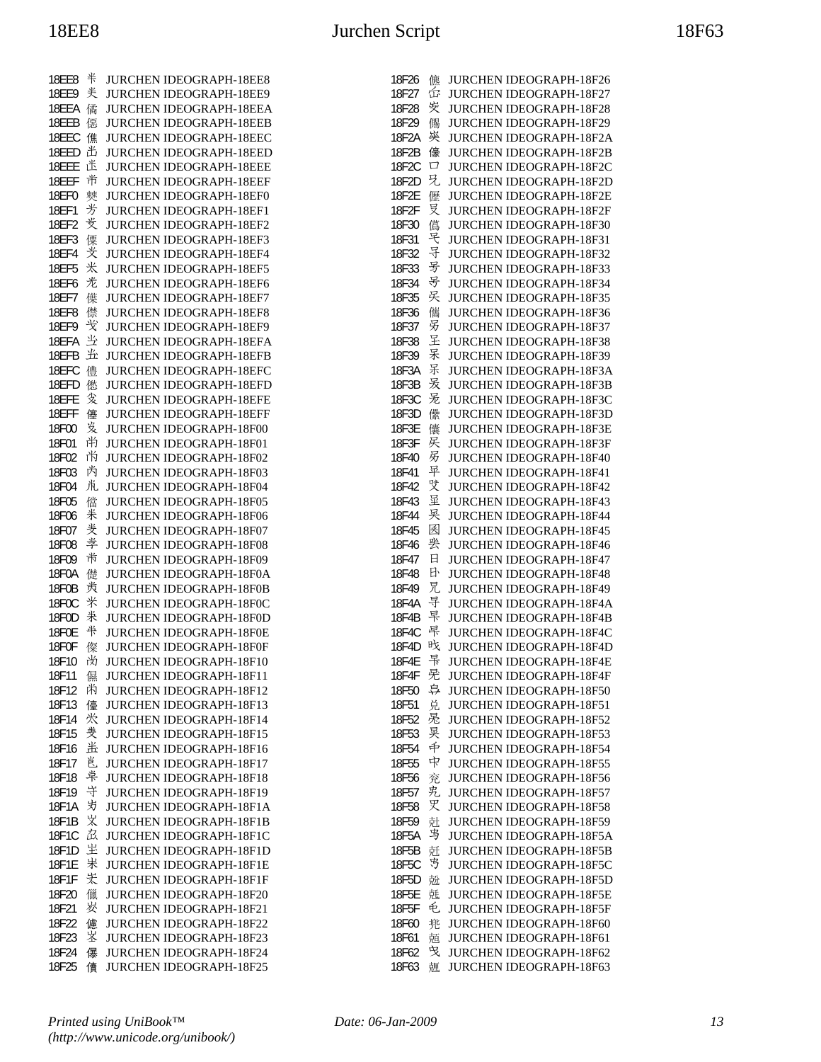18EE8 JURCHEN IDEOGRAPH-18EE8
18EE9 JURCHEN IDEOGRAPH-18EE9
18EEA JURCHEN IDEOGRAPH-18EEA
18EEB JURCHEN IDEOGRAPH-18EEB
18EEC JURCHEN IDEOGRAPH-18EEC
18EED JURCHEN IDEOGRAPH-18EED
18EEE JURCHEN IDEOGRAPH-18EEE
18EEF JURCHEN IDEOGRAPH-18EEF
18EF0 JURCHEN IDEOGRAPH-18EF0
18EF1 JURCHEN IDEOGRAPH-18EF1
18EF2 JURCHEN IDEOGRAPH-18EF2
18EF3 JURCHEN IDEOGRAPH-18EF3
18EF4 JURCHEN IDEOGRAPH-18EF4
18EF5 JURCHEN IDEOGRAPH-18EF5
18EF6 JURCHEN IDEOGRAPH-18EF6
18EF7 JURCHEN IDEOGRAPH-18EF7
18EF8 JURCHEN IDEOGRAPH-18EF8
18EF9 JURCHEN IDEOGRAPH-18EF9
18EFA JURCHEN IDEOGRAPH-18EFA
18EFB JURCHEN IDEOGRAPH-18EFB
18EFC JURCHEN IDEOGRAPH-18EFC
18EFD JURCHEN IDEOGRAPH-18EFD
18EFE JURCHEN IDEOGRAPH-18EFE
18EFF JURCHEN IDEOGRAPH-18EFF
18F00 JURCHEN IDEOGRAPH-18F00
18F01 JURCHEN IDEOGRAPH-18F01
18F02 JURCHEN IDEOGRAPH-18F02
18F03 JURCHEN IDEOGRAPH-18F03
18F04 JURCHEN IDEOGRAPH-18F04
18F05 JURCHEN IDEOGRAPH-18F05
18F06 JURCHEN IDEOGRAPH-18F06
18F07 JURCHEN IDEOGRAPH-18F07
18F08 JURCHEN IDEOGRAPH-18F08
18F09 JURCHEN IDEOGRAPH-18F09
18F0A JURCHEN IDEOGRAPH-18F0A
18F0B JURCHEN IDEOGRAPH-18F0B
18F0C JURCHEN IDEOGRAPH-18F0C
18F0D JURCHEN IDEOGRAPH-18F0D
18F0E JURCHEN IDEOGRAPH-18F0E
18F0F JURCHEN IDEOGRAPH-18F0F
18F10 JURCHEN IDEOGRAPH-18F10
18F11 JURCHEN IDEOGRAPH-18F11
18F12 JURCHEN IDEOGRAPH-18F12
18F13 JURCHEN IDEOGRAPH-18F13
18F14 JURCHEN IDEOGRAPH-18F14
18F15 JURCHEN IDEOGRAPH-18F15
18F16 JURCHEN IDEOGRAPH-18F16
18F17 JURCHEN IDEOGRAPH-18F17
18F18 JURCHEN IDEOGRAPH-18F18
18F19 JURCHEN IDEOGRAPH-18F19
18F1A JURCHEN IDEOGRAPH-18F1A
18F1B JURCHEN IDEOGRAPH-18F1B
18F1C JURCHEN IDEOGRAPH-18F1C
18F1D JURCHEN IDEOGRAPH-18F1D
18F1E JURCHEN IDEOGRAPH-18F1E
18F1F JURCHEN IDEOGRAPH-18F1F
18F20 JURCHEN IDEOGRAPH-18F20
18F21 JURCHEN IDEOGRAPH-18F21
18F22 JURCHEN IDEOGRAPH-18F22
18F23 JURCHEN IDEOGRAPH-18F23
18F24 JURCHEN IDEOGRAPH-18F24
18F25 JURCHEN IDEOGRAPH-18F25
18F26 JURCHEN IDEOGRAPH-18F26
18F27 JURCHEN IDEOGRAPH-18F27
18F28 JURCHEN IDEOGRAPH-18F28
18F29 JURCHEN IDEOGRAPH-18F29
18F2A JURCHEN IDEOGRAPH-18F2A
18F2B JURCHEN IDEOGRAPH-18F2B
18F2C JURCHEN IDEOGRAPH-18F2C
18F2D JURCHEN IDEOGRAPH-18F2D
18F2E JURCHEN IDEOGRAPH-18F2E
18F2F JURCHEN IDEOGRAPH-18F2F
18F30 JURCHEN IDEOGRAPH-18F30
18F31 JURCHEN IDEOGRAPH-18F31
18F32 JURCHEN IDEOGRAPH-18F32
18F33 JURCHEN IDEOGRAPH-18F33
18F34 JURCHEN IDEOGRAPH-18F34
18F35 JURCHEN IDEOGRAPH-18F35
18F36 JURCHEN IDEOGRAPH-18F36
18F37 JURCHEN IDEOGRAPH-18F37
18F38 JURCHEN IDEOGRAPH-18F38
18F39 JURCHEN IDEOGRAPH-18F39
18F3A JURCHEN IDEOGRAPH-18F3A
18F3B JURCHEN IDEOGRAPH-18F3B
18F3C JURCHEN IDEOGRAPH-18F3C
18F3D JURCHEN IDEOGRAPH-18F3D
18F3E JURCHEN IDEOGRAPH-18F3E
18F3F JURCHEN IDEOGRAPH-18F3F
18F40 JURCHEN IDEOGRAPH-18F40
18F41 JURCHEN IDEOGRAPH-18F41
18F42 JURCHEN IDEOGRAPH-18F42
18F43 JURCHEN IDEOGRAPH-18F43
18F44 JURCHEN IDEOGRAPH-18F44
18F45 JURCHEN IDEOGRAPH-18F45
18F46 JURCHEN IDEOGRAPH-18F46
18F47 JURCHEN IDEOGRAPH-18F47
18F48 JURCHEN IDEOGRAPH-18F48
18F49 JURCHEN IDEOGRAPH-18F49
18F4A JURCHEN IDEOGRAPH-18F4A
18F4B JURCHEN IDEOGRAPH-18F4B
18F4C JURCHEN IDEOGRAPH-18F4C
18F4D JURCHEN IDEOGRAPH-18F4D
18F4E JURCHEN IDEOGRAPH-18F4E
18F4F JURCHEN IDEOGRAPH-18F4F
18F50 JURCHEN IDEOGRAPH-18F50
18F51 JURCHEN IDEOGRAPH-18F51
18F52 JURCHEN IDEOGRAPH-18F52
18F53 JURCHEN IDEOGRAPH-18F53
18F54 JURCHEN IDEOGRAPH-18F54
18F55 JURCHEN IDEOGRAPH-18F55
18F56 JURCHEN IDEOGRAPH-18F56
18F57 JURCHEN IDEOGRAPH-18F57
18F58 JURCHEN IDEOGRAPH-18F58
18F59 JURCHEN IDEOGRAPH-18F59
18F5A JURCHEN IDEOGRAPH-18F5A
18F5B JURCHEN IDEOGRAPH-18F5B
18F5C JURCHEN IDEOGRAPH-18F5C
18F5D JURCHEN IDEOGRAPH-18F5D
18F5E JURCHEN IDEOGRAPH-18F5E
18F5F JURCHEN IDEOGRAPH-18F5F
18F60 JURCHEN IDEOGRAPH-18F60
18F61 JURCHEN IDEOGRAPH-18F61
18F62 JURCHEN IDEOGRAPH-18F62
18F63 JURCHEN IDEOGRAPH-18F63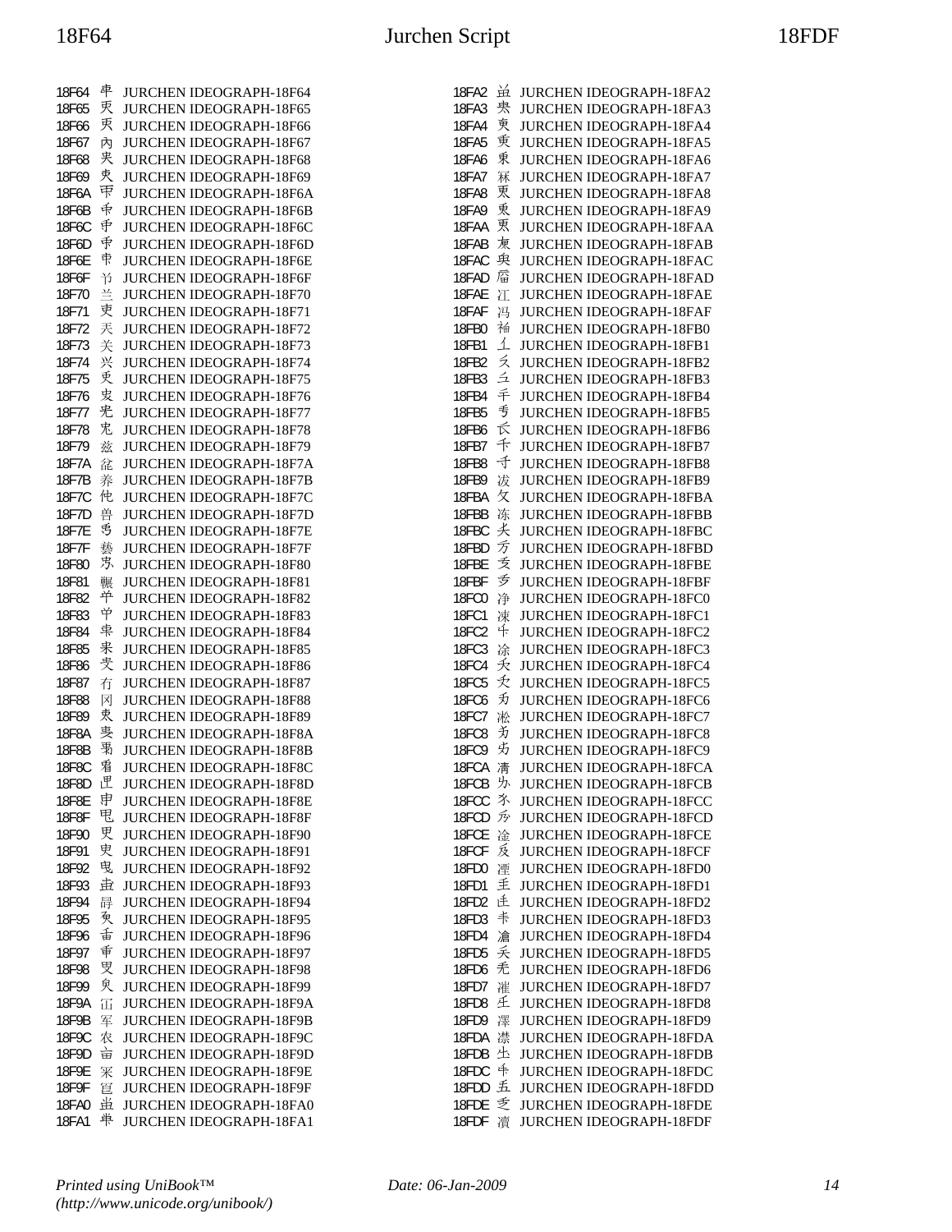18F64 JURCHEN IDEOGRAPH-18F64
18F65 JURCHEN IDEOGRAPH-18F65
18F66 JURCHEN IDEOGRAPH-18F66
18F67 JURCHEN IDEOGRAPH-18F67
18F68 JURCHEN IDEOGRAPH-18F68
18F69 JURCHEN IDEOGRAPH-18F69
18F6A JURCHEN IDEOGRAPH-18F6A
18F6B JURCHEN IDEOGRAPH-18F6B
18F6C JURCHEN IDEOGRAPH-18F6C
18F6D JURCHEN IDEOGRAPH-18F6D
18F6E JURCHEN IDEOGRAPH-18F6E
18F6F JURCHEN IDEOGRAPH-18F6F
18F70 JURCHEN IDEOGRAPH-18F70
18F71 JURCHEN IDEOGRAPH-18F71
18F72 JURCHEN IDEOGRAPH-18F72
18F73 JURCHEN IDEOGRAPH-18F73
18F74 JURCHEN IDEOGRAPH-18F74
18F75 JURCHEN IDEOGRAPH-18F75
18F76 JURCHEN IDEOGRAPH-18F76
18F77 JURCHEN IDEOGRAPH-18F77
18F78 JURCHEN IDEOGRAPH-18F78
18F79 JURCHEN IDEOGRAPH-18F79
18F7A JURCHEN IDEOGRAPH-18F7A
18F7B JURCHEN IDEOGRAPH-18F7B
18F7C JURCHEN IDEOGRAPH-18F7C
18F7D JURCHEN IDEOGRAPH-18F7D
18F7E JURCHEN IDEOGRAPH-18F7E
18F7F JURCHEN IDEOGRAPH-18F7F
18F80 JURCHEN IDEOGRAPH-18F80
18F81 JURCHEN IDEOGRAPH-18F81
18F82 JURCHEN IDEOGRAPH-18F82
18F83 JURCHEN IDEOGRAPH-18F83
18F84 JURCHEN IDEOGRAPH-18F84
18F85 JURCHEN IDEOGRAPH-18F85
18F86 JURCHEN IDEOGRAPH-18F86
18F87 JURCHEN IDEOGRAPH-18F87
18F88 JURCHEN IDEOGRAPH-18F88
18F89 JURCHEN IDEOGRAPH-18F89
18F8A JURCHEN IDEOGRAPH-18F8A
18F8B JURCHEN IDEOGRAPH-18F8B
18F8C JURCHEN IDEOGRAPH-18F8C
18F8D JURCHEN IDEOGRAPH-18F8D
18F8E JURCHEN IDEOGRAPH-18F8E
18F8F JURCHEN IDEOGRAPH-18F8F
18F90 JURCHEN IDEOGRAPH-18F90
18F91 JURCHEN IDEOGRAPH-18F91
18F92 JURCHEN IDEOGRAPH-18F92
18F93 JURCHEN IDEOGRAPH-18F93
18F94 JURCHEN IDEOGRAPH-18F94
18F95 JURCHEN IDEOGRAPH-18F95
18F96 JURCHEN IDEOGRAPH-18F96
18F97 JURCHEN IDEOGRAPH-18F97
18F98 JURCHEN IDEOGRAPH-18F98
18F99 JURCHEN IDEOGRAPH-18F99
18F9A JURCHEN IDEOGRAPH-18F9A
18F9B JURCHEN IDEOGRAPH-18F9B
18F9C JURCHEN IDEOGRAPH-18F9C
18F9D JURCHEN IDEOGRAPH-18F9D
18F9E JURCHEN IDEOGRAPH-18F9E
18F9F JURCHEN IDEOGRAPH-18F9F
18FA0 JURCHEN IDEOGRAPH-18FA0
18FA1 JURCHEN IDEOGRAPH-18FA1
18FA2 JURCHEN IDEOGRAPH-18FA2
18FA3 JURCHEN IDEOGRAPH-18FA3
18FA4 JURCHEN IDEOGRAPH-18FA4
18FA5 JURCHEN IDEOGRAPH-18FA5
18FA6 JURCHEN IDEOGRAPH-18FA6
18FA7 JURCHEN IDEOGRAPH-18FA7
18FA8 JURCHEN IDEOGRAPH-18FA8
18FA9 JURCHEN IDEOGRAPH-18FA9
18FAA JURCHEN IDEOGRAPH-18FAA
18FAB JURCHEN IDEOGRAPH-18FAB
18FAC JURCHEN IDEOGRAPH-18FAC
18FAD JURCHEN IDEOGRAPH-18FAD
18FAE JURCHEN IDEOGRAPH-18FAE
18FAF JURCHEN IDEOGRAPH-18FAF
18FB0 JURCHEN IDEOGRAPH-18FB0
18FB1 JURCHEN IDEOGRAPH-18FB1
18FB2 JURCHEN IDEOGRAPH-18FB2
18FB3 JURCHEN IDEOGRAPH-18FB3
18FB4 JURCHEN IDEOGRAPH-18FB4
18FB5 JURCHEN IDEOGRAPH-18FB5
18FB6 JURCHEN IDEOGRAPH-18FB6
18FB7 JURCHEN IDEOGRAPH-18FB7
18FB8 JURCHEN IDEOGRAPH-18FB8
18FB9 JURCHEN IDEOGRAPH-18FB9
18FBA JURCHEN IDEOGRAPH-18FBA
18FBB JURCHEN IDEOGRAPH-18FBB
18FBC JURCHEN IDEOGRAPH-18FBC
18FBD JURCHEN IDEOGRAPH-18FBD
18FBE JURCHEN IDEOGRAPH-18FBE
18FBF JURCHEN IDEOGRAPH-18FBF
18FC0 JURCHEN IDEOGRAPH-18FC0
18FC1 JURCHEN IDEOGRAPH-18FC1
18FC2 JURCHEN IDEOGRAPH-18FC2
18FC3 JURCHEN IDEOGRAPH-18FC3
18FC4 JURCHEN IDEOGRAPH-18FC4
18FC5 JURCHEN IDEOGRAPH-18FC5
18FC6 JURCHEN IDEOGRAPH-18FC6
18FC7 JURCHEN IDEOGRAPH-18FC7
18FC8 JURCHEN IDEOGRAPH-18FC8
18FC9 JURCHEN IDEOGRAPH-18FC9
18FCA JURCHEN IDEOGRAPH-18FCA
18FCB JURCHEN IDEOGRAPH-18FCB
18FCC JURCHEN IDEOGRAPH-18FCC
18FCD JURCHEN IDEOGRAPH-18FCD
18FCE JURCHEN IDEOGRAPH-18FCE
18FCF JURCHEN IDEOGRAPH-18FCF
18FD0 JURCHEN IDEOGRAPH-18FD0
18FD1 JURCHEN IDEOGRAPH-18FD1
18FD2 JURCHEN IDEOGRAPH-18FD2
18FD3 JURCHEN IDEOGRAPH-18FD3
18FD4 JURCHEN IDEOGRAPH-18FD4
18FD5 JURCHEN IDEOGRAPH-18FD5
18FD6 JURCHEN IDEOGRAPH-18FD6
18FD7 JURCHEN IDEOGRAPH-18FD7
18FD8 JURCHEN IDEOGRAPH-18FD8
18FD9 JURCHEN IDEOGRAPH-18FD9
18FDA JURCHEN IDEOGRAPH-18FDA
18FDB JURCHEN IDEOGRAPH-18FDB
18FDC JURCHEN IDEOGRAPH-18FDC
18FDD JURCHEN IDEOGRAPH-18FDD
18FDE JURCHEN IDEOGRAPH-18FDE
18FDF JURCHEN IDEOGRAPH-18FDF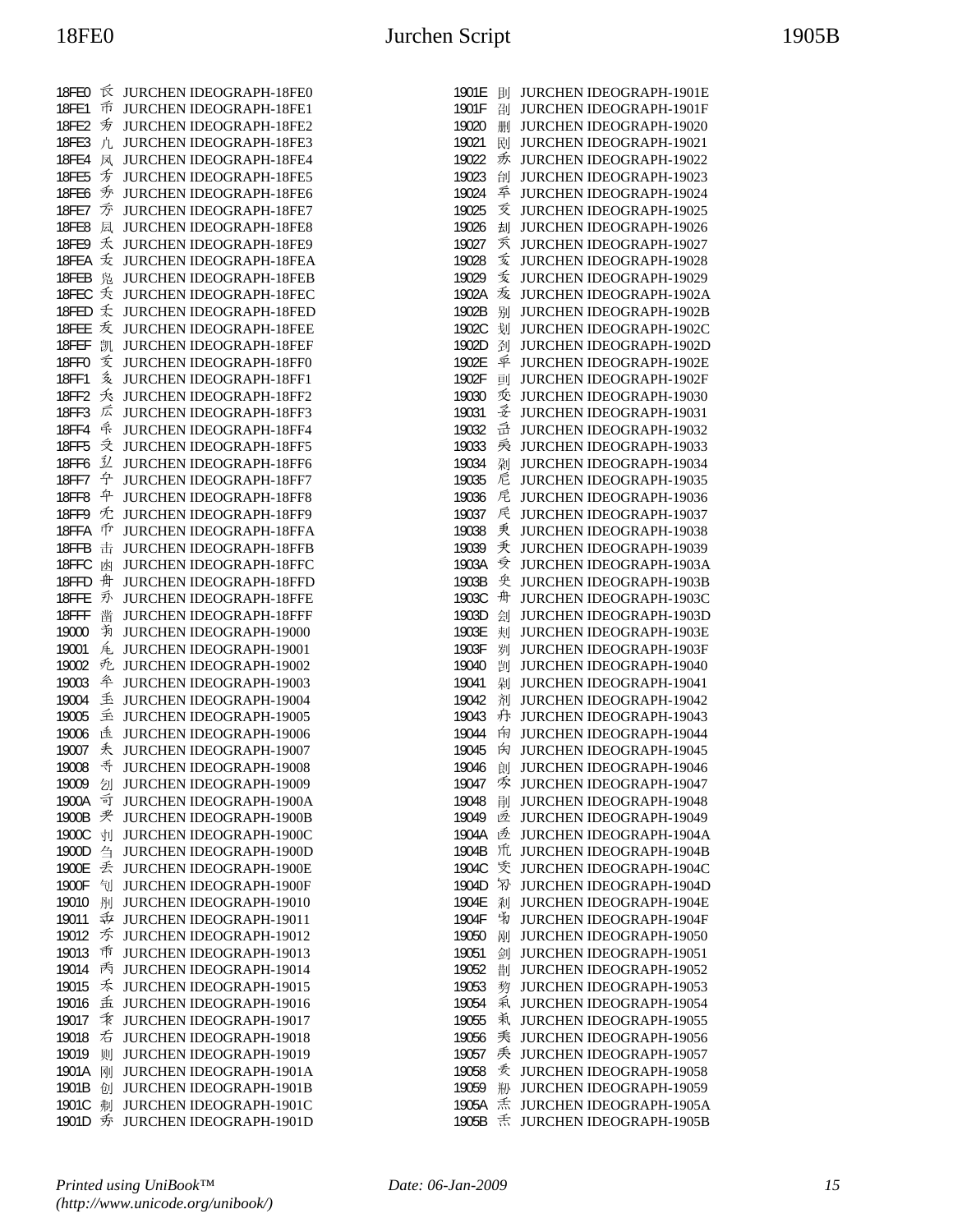| Code | Name |
|---|---|
| 18FE0 | JURCHEN IDEOGRAPH-18FE0 |
| 18FE1 | JURCHEN IDEOGRAPH-18FE1 |
| 18FE2 | JURCHEN IDEOGRAPH-18FE2 |
| 18FE3 | JURCHEN IDEOGRAPH-18FE3 |
| 18FE4 | JURCHEN IDEOGRAPH-18FE4 |
| 18FE5 | JURCHEN IDEOGRAPH-18FE5 |
| 18FE6 | JURCHEN IDEOGRAPH-18FE6 |
| 18FE7 | JURCHEN IDEOGRAPH-18FE7 |
| 18FE8 | JURCHEN IDEOGRAPH-18FE8 |
| 18FE9 | JURCHEN IDEOGRAPH-18FE9 |
| 18FEA | JURCHEN IDEOGRAPH-18FEA |
| 18FEB | JURCHEN IDEOGRAPH-18FEB |
| 18FEC | JURCHEN IDEOGRAPH-18FEC |
| 18FED | JURCHEN IDEOGRAPH-18FED |
| 18FEE | JURCHEN IDEOGRAPH-18FEE |
| 18FEF | JURCHEN IDEOGRAPH-18FEF |
| 18FF0 | JURCHEN IDEOGRAPH-18FF0 |
| 18FF1 | JURCHEN IDEOGRAPH-18FF1 |
| 18FF2 | JURCHEN IDEOGRAPH-18FF2 |
| 18FF3 | JURCHEN IDEOGRAPH-18FF3 |
| 18FF4 | JURCHEN IDEOGRAPH-18FF4 |
| 18FF5 | JURCHEN IDEOGRAPH-18FF5 |
| 18FF6 | JURCHEN IDEOGRAPH-18FF6 |
| 18FF7 | JURCHEN IDEOGRAPH-18FF7 |
| 18FF8 | JURCHEN IDEOGRAPH-18FF8 |
| 18FF9 | JURCHEN IDEOGRAPH-18FF9 |
| 18FFA | JURCHEN IDEOGRAPH-18FFA |
| 18FFB | JURCHEN IDEOGRAPH-18FFB |
| 18FFC | JURCHEN IDEOGRAPH-18FFC |
| 18FFD | JURCHEN IDEOGRAPH-18FFD |
| 18FFE | JURCHEN IDEOGRAPH-18FFE |
| 18FFF | JURCHEN IDEOGRAPH-18FFF |
| 19000 | JURCHEN IDEOGRAPH-19000 |
| 19001 | JURCHEN IDEOGRAPH-19001 |
| 19002 | JURCHEN IDEOGRAPH-19002 |
| 19003 | JURCHEN IDEOGRAPH-19003 |
| 19004 | JURCHEN IDEOGRAPH-19004 |
| 19005 | JURCHEN IDEOGRAPH-19005 |
| 19006 | JURCHEN IDEOGRAPH-19006 |
| 19007 | JURCHEN IDEOGRAPH-19007 |
| 19008 | JURCHEN IDEOGRAPH-19008 |
| 19009 | JURCHEN IDEOGRAPH-19009 |
| 1900A | JURCHEN IDEOGRAPH-1900A |
| 1900B | JURCHEN IDEOGRAPH-1900B |
| 1900C | JURCHEN IDEOGRAPH-1900C |
| 1900D | JURCHEN IDEOGRAPH-1900D |
| 1900E | JURCHEN IDEOGRAPH-1900E |
| 1900F | JURCHEN IDEOGRAPH-1900F |
| 19010 | JURCHEN IDEOGRAPH-19010 |
| 19011 | JURCHEN IDEOGRAPH-19011 |
| 19012 | JURCHEN IDEOGRAPH-19012 |
| 19013 | JURCHEN IDEOGRAPH-19013 |
| 19014 | JURCHEN IDEOGRAPH-19014 |
| 19015 | JURCHEN IDEOGRAPH-19015 |
| 19016 | JURCHEN IDEOGRAPH-19016 |
| 19017 | JURCHEN IDEOGRAPH-19017 |
| 19018 | JURCHEN IDEOGRAPH-19018 |
| 19019 | JURCHEN IDEOGRAPH-19019 |
| 1901A | JURCHEN IDEOGRAPH-1901A |
| 1901B | JURCHEN IDEOGRAPH-1901B |
| 1901C | JURCHEN IDEOGRAPH-1901C |
| 1901D | JURCHEN IDEOGRAPH-1901D |
| 1901E | JURCHEN IDEOGRAPH-1901E |
| 1901F | JURCHEN IDEOGRAPH-1901F |
| 19020 | JURCHEN IDEOGRAPH-19020 |
| 19021 | JURCHEN IDEOGRAPH-19021 |
| 19022 | JURCHEN IDEOGRAPH-19022 |
| 19023 | JURCHEN IDEOGRAPH-19023 |
| 19024 | JURCHEN IDEOGRAPH-19024 |
| 19025 | JURCHEN IDEOGRAPH-19025 |
| 19026 | JURCHEN IDEOGRAPH-19026 |
| 19027 | JURCHEN IDEOGRAPH-19027 |
| 19028 | JURCHEN IDEOGRAPH-19028 |
| 19029 | JURCHEN IDEOGRAPH-19029 |
| 1902A | JURCHEN IDEOGRAPH-1902A |
| 1902B | JURCHEN IDEOGRAPH-1902B |
| 1902C | JURCHEN IDEOGRAPH-1902C |
| 1902D | JURCHEN IDEOGRAPH-1902D |
| 1902E | JURCHEN IDEOGRAPH-1902E |
| 1902F | JURCHEN IDEOGRAPH-1902F |
| 19030 | JURCHEN IDEOGRAPH-19030 |
| 19031 | JURCHEN IDEOGRAPH-19031 |
| 19032 | JURCHEN IDEOGRAPH-19032 |
| 19033 | JURCHEN IDEOGRAPH-19033 |
| 19034 | JURCHEN IDEOGRAPH-19034 |
| 19035 | JURCHEN IDEOGRAPH-19035 |
| 19036 | JURCHEN IDEOGRAPH-19036 |
| 19037 | JURCHEN IDEOGRAPH-19037 |
| 19038 | JURCHEN IDEOGRAPH-19038 |
| 19039 | JURCHEN IDEOGRAPH-19039 |
| 1903A | JURCHEN IDEOGRAPH-1903A |
| 1903B | JURCHEN IDEOGRAPH-1903B |
| 1903C | JURCHEN IDEOGRAPH-1903C |
| 1903D | JURCHEN IDEOGRAPH-1903D |
| 1903E | JURCHEN IDEOGRAPH-1903E |
| 1903F | JURCHEN IDEOGRAPH-1903F |
| 19040 | JURCHEN IDEOGRAPH-19040 |
| 19041 | JURCHEN IDEOGRAPH-19041 |
| 19042 | JURCHEN IDEOGRAPH-19042 |
| 19043 | JURCHEN IDEOGRAPH-19043 |
| 19044 | JURCHEN IDEOGRAPH-19044 |
| 19045 | JURCHEN IDEOGRAPH-19045 |
| 19046 | JURCHEN IDEOGRAPH-19046 |
| 19047 | JURCHEN IDEOGRAPH-19047 |
| 19048 | JURCHEN IDEOGRAPH-19048 |
| 19049 | JURCHEN IDEOGRAPH-19049 |
| 1904A | JURCHEN IDEOGRAPH-1904A |
| 1904B | JURCHEN IDEOGRAPH-1904B |
| 1904C | JURCHEN IDEOGRAPH-1904C |
| 1904D | JURCHEN IDEOGRAPH-1904D |
| 1904E | JURCHEN IDEOGRAPH-1904E |
| 1904F | JURCHEN IDEOGRAPH-1904F |
| 19050 | JURCHEN IDEOGRAPH-19050 |
| 19051 | JURCHEN IDEOGRAPH-19051 |
| 19052 | JURCHEN IDEOGRAPH-19052 |
| 19053 | JURCHEN IDEOGRAPH-19053 |
| 19054 | JURCHEN IDEOGRAPH-19054 |
| 19055 | JURCHEN IDEOGRAPH-19055 |
| 19056 | JURCHEN IDEOGRAPH-19056 |
| 19057 | JURCHEN IDEOGRAPH-19057 |
| 19058 | JURCHEN IDEOGRAPH-19058 |
| 19059 | JURCHEN IDEOGRAPH-19059 |
| 1905A | JURCHEN IDEOGRAPH-1905A |
| 1905B | JURCHEN IDEOGRAPH-1905B |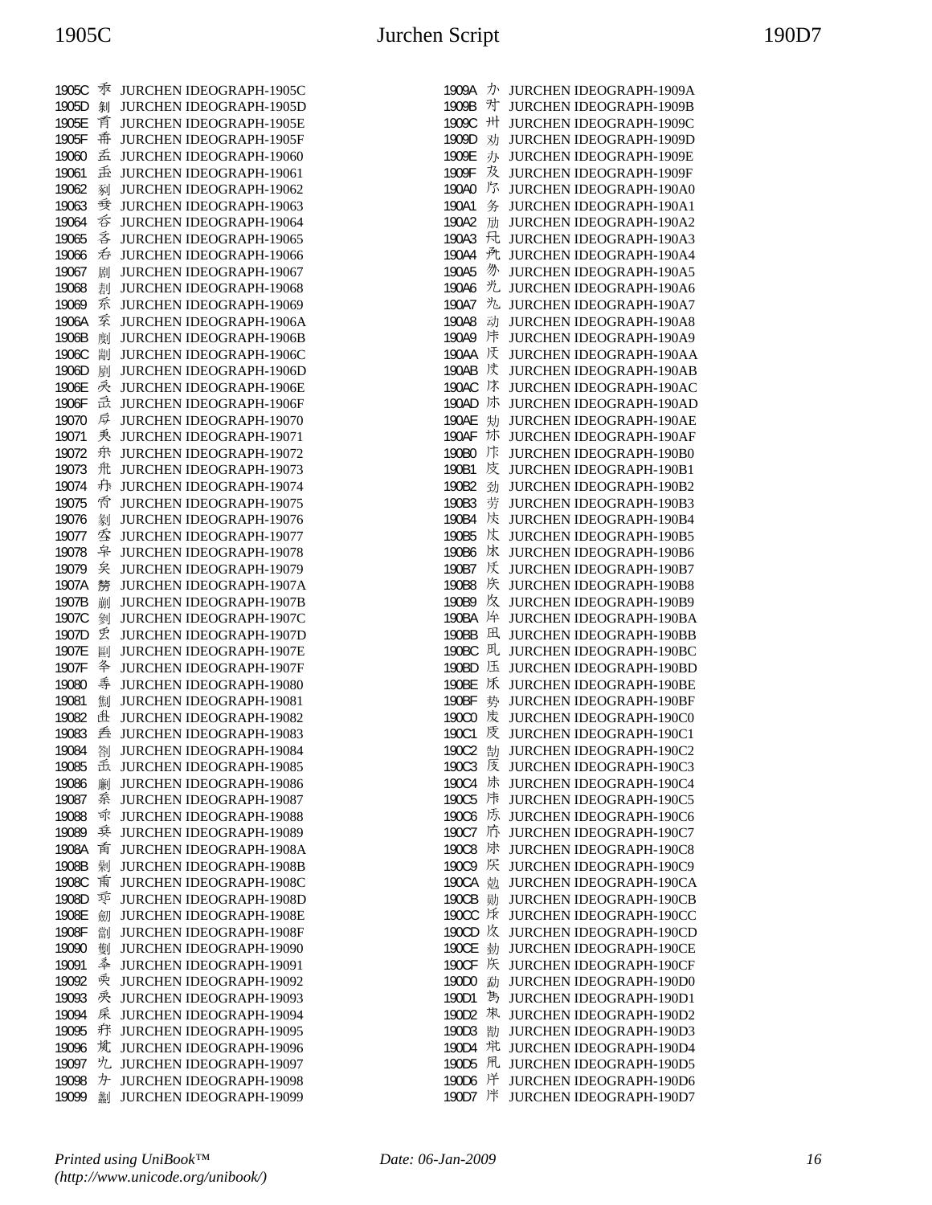| Code | Name |
|---|---|
| 1905C | JURCHEN IDEOGRAPH-1905C |
| 1905D | JURCHEN IDEOGRAPH-1905D |
| 1905E | JURCHEN IDEOGRAPH-1905E |
| 1905F | JURCHEN IDEOGRAPH-1905F |
| 19060 | JURCHEN IDEOGRAPH-19060 |
| 19061 | JURCHEN IDEOGRAPH-19061 |
| 19062 | JURCHEN IDEOGRAPH-19062 |
| 19063 | JURCHEN IDEOGRAPH-19063 |
| 19064 | JURCHEN IDEOGRAPH-19064 |
| 19065 | JURCHEN IDEOGRAPH-19065 |
| 19066 | JURCHEN IDEOGRAPH-19066 |
| 19067 | JURCHEN IDEOGRAPH-19067 |
| 19068 | JURCHEN IDEOGRAPH-19068 |
| 19069 | JURCHEN IDEOGRAPH-19069 |
| 1906A | JURCHEN IDEOGRAPH-1906A |
| 1906B | JURCHEN IDEOGRAPH-1906B |
| 1906C | JURCHEN IDEOGRAPH-1906C |
| 1906D | JURCHEN IDEOGRAPH-1906D |
| 1906E | JURCHEN IDEOGRAPH-1906E |
| 1906F | JURCHEN IDEOGRAPH-1906F |
| 19070 | JURCHEN IDEOGRAPH-19070 |
| 19071 | JURCHEN IDEOGRAPH-19071 |
| 19072 | JURCHEN IDEOGRAPH-19072 |
| 19073 | JURCHEN IDEOGRAPH-19073 |
| 19074 | JURCHEN IDEOGRAPH-19074 |
| 19075 | JURCHEN IDEOGRAPH-19075 |
| 19076 | JURCHEN IDEOGRAPH-19076 |
| 19077 | JURCHEN IDEOGRAPH-19077 |
| 19078 | JURCHEN IDEOGRAPH-19078 |
| 19079 | JURCHEN IDEOGRAPH-19079 |
| 1907A | JURCHEN IDEOGRAPH-1907A |
| 1907B | JURCHEN IDEOGRAPH-1907B |
| 1907C | JURCHEN IDEOGRAPH-1907C |
| 1907D | JURCHEN IDEOGRAPH-1907D |
| 1907E | JURCHEN IDEOGRAPH-1907E |
| 1907F | JURCHEN IDEOGRAPH-1907F |
| 19080 | JURCHEN IDEOGRAPH-19080 |
| 19081 | JURCHEN IDEOGRAPH-19081 |
| 19082 | JURCHEN IDEOGRAPH-19082 |
| 19083 | JURCHEN IDEOGRAPH-19083 |
| 19084 | JURCHEN IDEOGRAPH-19084 |
| 19085 | JURCHEN IDEOGRAPH-19085 |
| 19086 | JURCHEN IDEOGRAPH-19086 |
| 19087 | JURCHEN IDEOGRAPH-19087 |
| 19088 | JURCHEN IDEOGRAPH-19088 |
| 19089 | JURCHEN IDEOGRAPH-19089 |
| 1908A | JURCHEN IDEOGRAPH-1908A |
| 1908B | JURCHEN IDEOGRAPH-1908B |
| 1908C | JURCHEN IDEOGRAPH-1908C |
| 1908D | JURCHEN IDEOGRAPH-1908D |
| 1908E | JURCHEN IDEOGRAPH-1908E |
| 1908F | JURCHEN IDEOGRAPH-1908F |
| 19090 | JURCHEN IDEOGRAPH-19090 |
| 19091 | JURCHEN IDEOGRAPH-19091 |
| 19092 | JURCHEN IDEOGRAPH-19092 |
| 19093 | JURCHEN IDEOGRAPH-19093 |
| 19094 | JURCHEN IDEOGRAPH-19094 |
| 19095 | JURCHEN IDEOGRAPH-19095 |
| 19096 | JURCHEN IDEOGRAPH-19096 |
| 19097 | JURCHEN IDEOGRAPH-19097 |
| 19098 | JURCHEN IDEOGRAPH-19098 |
| 19099 | JURCHEN IDEOGRAPH-19099 |
| 1909A | JURCHEN IDEOGRAPH-1909A |
| 1909B | JURCHEN IDEOGRAPH-1909B |
| 1909C | JURCHEN IDEOGRAPH-1909C |
| 1909D | JURCHEN IDEOGRAPH-1909D |
| 1909E | JURCHEN IDEOGRAPH-1909E |
| 1909F | JURCHEN IDEOGRAPH-1909F |
| 190A0 | JURCHEN IDEOGRAPH-190A0 |
| 190A1 | JURCHEN IDEOGRAPH-190A1 |
| 190A2 | JURCHEN IDEOGRAPH-190A2 |
| 190A3 | JURCHEN IDEOGRAPH-190A3 |
| 190A4 | JURCHEN IDEOGRAPH-190A4 |
| 190A5 | JURCHEN IDEOGRAPH-190A5 |
| 190A6 | JURCHEN IDEOGRAPH-190A6 |
| 190A7 | JURCHEN IDEOGRAPH-190A7 |
| 190A8 | JURCHEN IDEOGRAPH-190A8 |
| 190A9 | JURCHEN IDEOGRAPH-190A9 |
| 190AA | JURCHEN IDEOGRAPH-190AA |
| 190AB | JURCHEN IDEOGRAPH-190AB |
| 190AC | JURCHEN IDEOGRAPH-190AC |
| 190AD | JURCHEN IDEOGRAPH-190AD |
| 190AE | JURCHEN IDEOGRAPH-190AE |
| 190AF | JURCHEN IDEOGRAPH-190AF |
| 190B0 | JURCHEN IDEOGRAPH-190B0 |
| 190B1 | JURCHEN IDEOGRAPH-190B1 |
| 190B2 | JURCHEN IDEOGRAPH-190B2 |
| 190B3 | JURCHEN IDEOGRAPH-190B3 |
| 190B4 | JURCHEN IDEOGRAPH-190B4 |
| 190B5 | JURCHEN IDEOGRAPH-190B5 |
| 190B6 | JURCHEN IDEOGRAPH-190B6 |
| 190B7 | JURCHEN IDEOGRAPH-190B7 |
| 190B8 | JURCHEN IDEOGRAPH-190B8 |
| 190B9 | JURCHEN IDEOGRAPH-190B9 |
| 190BA | JURCHEN IDEOGRAPH-190BA |
| 190BB | JURCHEN IDEOGRAPH-190BB |
| 190BC | JURCHEN IDEOGRAPH-190BC |
| 190BD | JURCHEN IDEOGRAPH-190BD |
| 190BE | JURCHEN IDEOGRAPH-190BE |
| 190BF | JURCHEN IDEOGRAPH-190BF |
| 190C0 | JURCHEN IDEOGRAPH-190C0 |
| 190C1 | JURCHEN IDEOGRAPH-190C1 |
| 190C2 | JURCHEN IDEOGRAPH-190C2 |
| 190C3 | JURCHEN IDEOGRAPH-190C3 |
| 190C4 | JURCHEN IDEOGRAPH-190C4 |
| 190C5 | JURCHEN IDEOGRAPH-190C5 |
| 190C6 | JURCHEN IDEOGRAPH-190C6 |
| 190C7 | JURCHEN IDEOGRAPH-190C7 |
| 190C8 | JURCHEN IDEOGRAPH-190C8 |
| 190C9 | JURCHEN IDEOGRAPH-190C9 |
| 190CA | JURCHEN IDEOGRAPH-190CA |
| 190CB | JURCHEN IDEOGRAPH-190CB |
| 190CC | JURCHEN IDEOGRAPH-190CC |
| 190CD | JURCHEN IDEOGRAPH-190CD |
| 190CE | JURCHEN IDEOGRAPH-190CE |
| 190CF | JURCHEN IDEOGRAPH-190CF |
| 190D0 | JURCHEN IDEOGRAPH-190D0 |
| 190D1 | JURCHEN IDEOGRAPH-190D1 |
| 190D2 | JURCHEN IDEOGRAPH-190D2 |
| 190D3 | JURCHEN IDEOGRAPH-190D3 |
| 190D4 | JURCHEN IDEOGRAPH-190D4 |
| 190D5 | JURCHEN IDEOGRAPH-190D5 |
| 190D6 | JURCHEN IDEOGRAPH-190D6 |
| 190D7 | JURCHEN IDEOGRAPH-190D7 |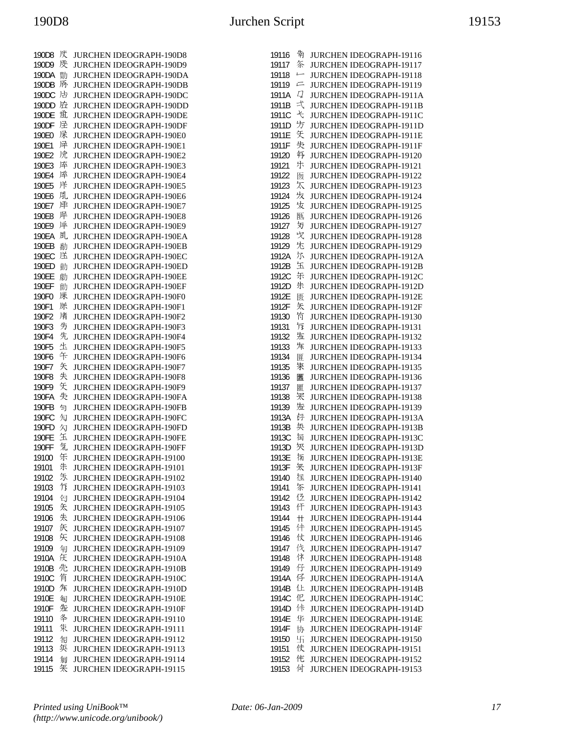| Code | Glyph | Name |
|---|---|---|
| 190D8 | 戊 | JURCHEN IDEOGRAPH-190D8 |
| 190D9 | 戍 | JURCHEN IDEOGRAPH-190D9 |
| 190DA | 勚 | JURCHEN IDEOGRAPH-190DA |
| 190DB | 氶 | JURCHEN IDEOGRAPH-190DB |
| 190DC | 庍 | JURCHEN IDEOGRAPH-190DC |
| 190DD | 庈 | JURCHEN IDEOGRAPH-190DD |
| 190DE | 庇 | JURCHEN IDEOGRAPH-190DE |
| 190DF | 屋 | JURCHEN IDEOGRAPH-190DF |
| 190E0 | 床 | JURCHEN IDEOGRAPH-190E0 |
| 190E1 | 屏 | JURCHEN IDEOGRAPH-190E1 |
| 190E2 | 庣 | JURCHEN IDEOGRAPH-190E2 |
| 190E3 | 庠 | JURCHEN IDEOGRAPH-190E3 |
| 190E4 | 庢 | JURCHEN IDEOGRAPH-190E4 |
| 190E5 | 庠 | JURCHEN IDEOGRAPH-190E5 |
| 190E6 | 凨 | JURCHEN IDEOGRAPH-190E6 |
| 190E7 | 庳 | JURCHEN IDEOGRAPH-190E7 |
| 190E8 | 庰 | JURCHEN IDEOGRAPH-190E8 |
| 190E9 | 庰 | JURCHEN IDEOGRAPH-190E9 |
| 190EA | 凬 | JURCHEN IDEOGRAPH-190EA |
| 190EB | 勫 | JURCHEN IDEOGRAPH-190EB |
| 190EC | 庄 | JURCHEN IDEOGRAPH-190EC |
| 190ED | 勧 | JURCHEN IDEOGRAPH-190ED |
| 190EE | 勮 | JURCHEN IDEOGRAPH-190EE |
| 190EF | 勯 | JURCHEN IDEOGRAPH-190EF |
| 190F0 | 庥 | JURCHEN IDEOGRAPH-190F0 |
| 190F1 | 庥 | JURCHEN IDEOGRAPH-190F1 |
| 190F2 | 庯 | JURCHEN IDEOGRAPH-190F2 |
| 190F3 | 歨 | JURCHEN IDEOGRAPH-190F3 |
| 190F4 | 先 | JURCHEN IDEOGRAPH-190F4 |
| 190F5 | 生 | JURCHEN IDEOGRAPH-190F5 |
| 190F6 | 午 | JURCHEN IDEOGRAPH-190F6 |
| 190F7 | 矢 | JURCHEN IDEOGRAPH-190F7 |
| 190F8 | 失 | JURCHEN IDEOGRAPH-190F8 |
| 190F9 | 矢 | JURCHEN IDEOGRAPH-190F9 |
| 190FA | 失 | JURCHEN IDEOGRAPH-190FA |
| 190FB | 勻 | JURCHEN IDEOGRAPH-190FB |
| 190FC | 匃 | JURCHEN IDEOGRAPH-190FC |
| 190FD | 勺 | JURCHEN IDEOGRAPH-190FD |
| 190FE | 玉 | JURCHEN IDEOGRAPH-190FE |
| 190FF | 气 | JURCHEN IDEOGRAPH-190FF |
| 19100 | 乐 | JURCHEN IDEOGRAPH-19100 |
| 19101 | 朱 | JURCHEN IDEOGRAPH-19101 |
| 19102 | 歨 | JURCHEN IDEOGRAPH-19102 |
| 19103 | 仔 | JURCHEN IDEOGRAPH-19103 |
| 19104 | 勻 | JURCHEN IDEOGRAPH-19104 |
| 19105 | 矢 | JURCHEN IDEOGRAPH-19105 |
| 19106 | 失 | JURCHEN IDEOGRAPH-19106 |
| 19107 | 庆 | JURCHEN IDEOGRAPH-19107 |
| 19108 | 矢 | JURCHEN IDEOGRAPH-19108 |
| 19109 | 旬 | JURCHEN IDEOGRAPH-19109 |
| 1910A | 氏 | JURCHEN IDEOGRAPH-1910A |
| 1910B | 先 | JURCHEN IDEOGRAPH-1910B |
| 1910C | 肖 | JURCHEN IDEOGRAPH-1910C |
| 1910D | 库 | JURCHEN IDEOGRAPH-1910D |
| 1910E | 匎 | JURCHEN IDEOGRAPH-1910E |
| 1910F | 歨 | JURCHEN IDEOGRAPH-1910F |
| 19110 | 条 | JURCHEN IDEOGRAPH-19110 |
| 19111 | 東 | JURCHEN IDEOGRAPH-19111 |
| 19112 | 匒 | JURCHEN IDEOGRAPH-19112 |
| 19113 | 矢 | JURCHEN IDEOGRAPH-19113 |
| 19114 | 匑 | JURCHEN IDEOGRAPH-19114 |
| 19115 | 矢 | JURCHEN IDEOGRAPH-19115 |
| 19116 | 匋 | JURCHEN IDEOGRAPH-19116 |
| 19117 | 条 | JURCHEN IDEOGRAPH-19117 |
| 19118 | 𠃌 | JURCHEN IDEOGRAPH-19118 |
| 19119 | 匸 | JURCHEN IDEOGRAPH-19119 |
| 1911A | 𠃍 | JURCHEN IDEOGRAPH-1911A |
| 1911B | 式 | JURCHEN IDEOGRAPH-1911B |
| 1911C | 弋 | JURCHEN IDEOGRAPH-1911C |
| 1911D | 方 | JURCHEN IDEOGRAPH-1911D |
| 1911E | 矢 | JURCHEN IDEOGRAPH-1911E |
| 1911F | 失 | JURCHEN IDEOGRAPH-1911F |
| 19120 | 矛 | JURCHEN IDEOGRAPH-19120 |
| 19121 | 木 | JURCHEN IDEOGRAPH-19121 |
| 19122 | 匢 | JURCHEN IDEOGRAPH-19122 |
| 19123 | 欠 | JURCHEN IDEOGRAPH-19123 |
| 19124 | 友 | JURCHEN IDEOGRAPH-19124 |
| 19125 | 发 | JURCHEN IDEOGRAPH-19125 |
| 19126 | 匭 | JURCHEN IDEOGRAPH-19126 |
| 19127 | 方 | JURCHEN IDEOGRAPH-19127 |
| 19128 | 戈 | JURCHEN IDEOGRAPH-19128 |
| 19129 | 先 | JURCHEN IDEOGRAPH-19129 |
| 1912A | 尔 | JURCHEN IDEOGRAPH-1912A |
| 1912B | 玉 | JURCHEN IDEOGRAPH-1912B |
| 1912C | 乐 | JURCHEN IDEOGRAPH-1912C |
| 1912D | 朱 | JURCHEN IDEOGRAPH-1912D |
| 1912E | 匽 | JURCHEN IDEOGRAPH-1912E |
| 1912F | 矢 | JURCHEN IDEOGRAPH-1912F |
| 19130 | 肖 | JURCHEN IDEOGRAPH-19130 |
| 19131 | 仔 | JURCHEN IDEOGRAPH-19131 |
| 19132 | 歨 | JURCHEN IDEOGRAPH-19132 |
| 19133 | 库 | JURCHEN IDEOGRAPH-19133 |
| 19134 | 匰 | JURCHEN IDEOGRAPH-19134 |
| 19135 | 来 | JURCHEN IDEOGRAPH-19135 |
| 19136 | 匶 | JURCHEN IDEOGRAPH-19136 |
| 19137 | 匷 | JURCHEN IDEOGRAPH-19137 |
| 19138 | 采 | JURCHEN IDEOGRAPH-19138 |
| 19139 | 歨 | JURCHEN IDEOGRAPH-19139 |
| 1913A | 矜 | JURCHEN IDEOGRAPH-1913A |
| 1913B | 矣 | JURCHEN IDEOGRAPH-1913B |
| 1913C | 匐 | JURCHEN IDEOGRAPH-1913C |
| 1913D | 欠 | JURCHEN IDEOGRAPH-1913D |
| 1913E | 匏 | JURCHEN IDEOGRAPH-1913E |
| 1913F | 矢 | JURCHEN IDEOGRAPH-1913F |
| 19140 | 钰 | JURCHEN IDEOGRAPH-19140 |
| 19141 | 条 | JURCHEN IDEOGRAPH-19141 |
| 19142 | 伍 | JURCHEN IDEOGRAPH-19142 |
| 19143 | 仟 | JURCHEN IDEOGRAPH-19143 |
| 19144 | 廾 | JURCHEN IDEOGRAPH-19144 |
| 19145 | 什 | JURCHEN IDEOGRAPH-19145 |
| 19146 | 仗 | JURCHEN IDEOGRAPH-19146 |
| 19147 | 伐 | JURCHEN IDEOGRAPH-19147 |
| 19148 | 休 | JURCHEN IDEOGRAPH-19148 |
| 19149 | 仔 | JURCHEN IDEOGRAPH-19149 |
| 1914A | 仔 | JURCHEN IDEOGRAPH-1914A |
| 1914B | 仩 | JURCHEN IDEOGRAPH-1914B |
| 1914C | 伲 | JURCHEN IDEOGRAPH-1914C |
| 1914D | 伟 | JURCHEN IDEOGRAPH-1914D |
| 1914E | 华 | JURCHEN IDEOGRAPH-1914E |
| 1914F | 协 | JURCHEN IDEOGRAPH-1914F |
| 19150 | 乐 | JURCHEN IDEOGRAPH-19150 |
| 19151 | 仗 | JURCHEN IDEOGRAPH-19151 |
| 19152 | 仛 | JURCHEN IDEOGRAPH-19152 |
| 19153 | 付 | JURCHEN IDEOGRAPH-19153 |

*Printed using UniBook™ (http://www.unicode.org/unibook/)* *Date: 06-Jan-2009*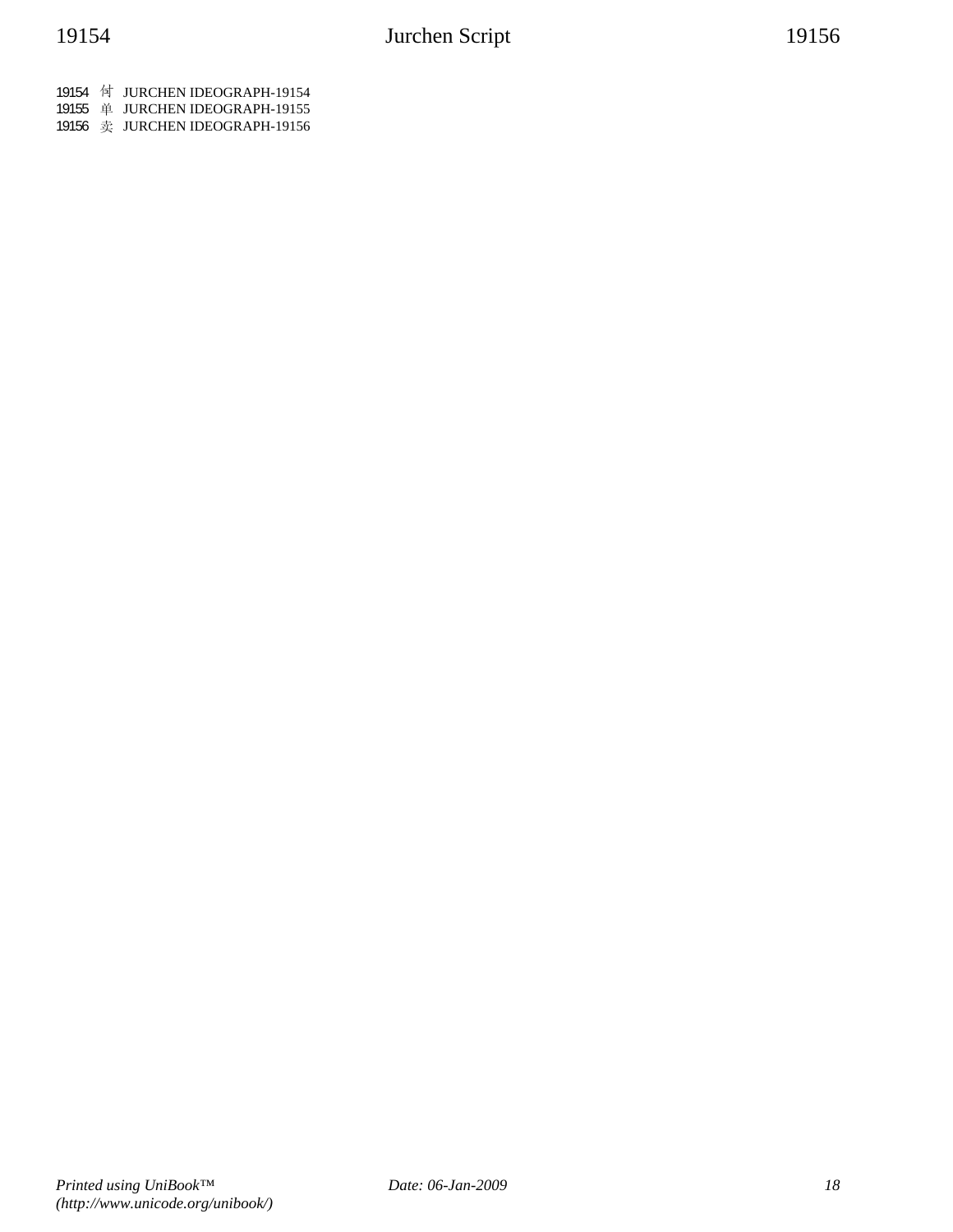19154 付 JURCHEN IDEOGRAPH-19154
19155 单 JURCHEN IDEOGRAPH-19155
19156 卖 JURCHEN IDEOGRAPH-19156